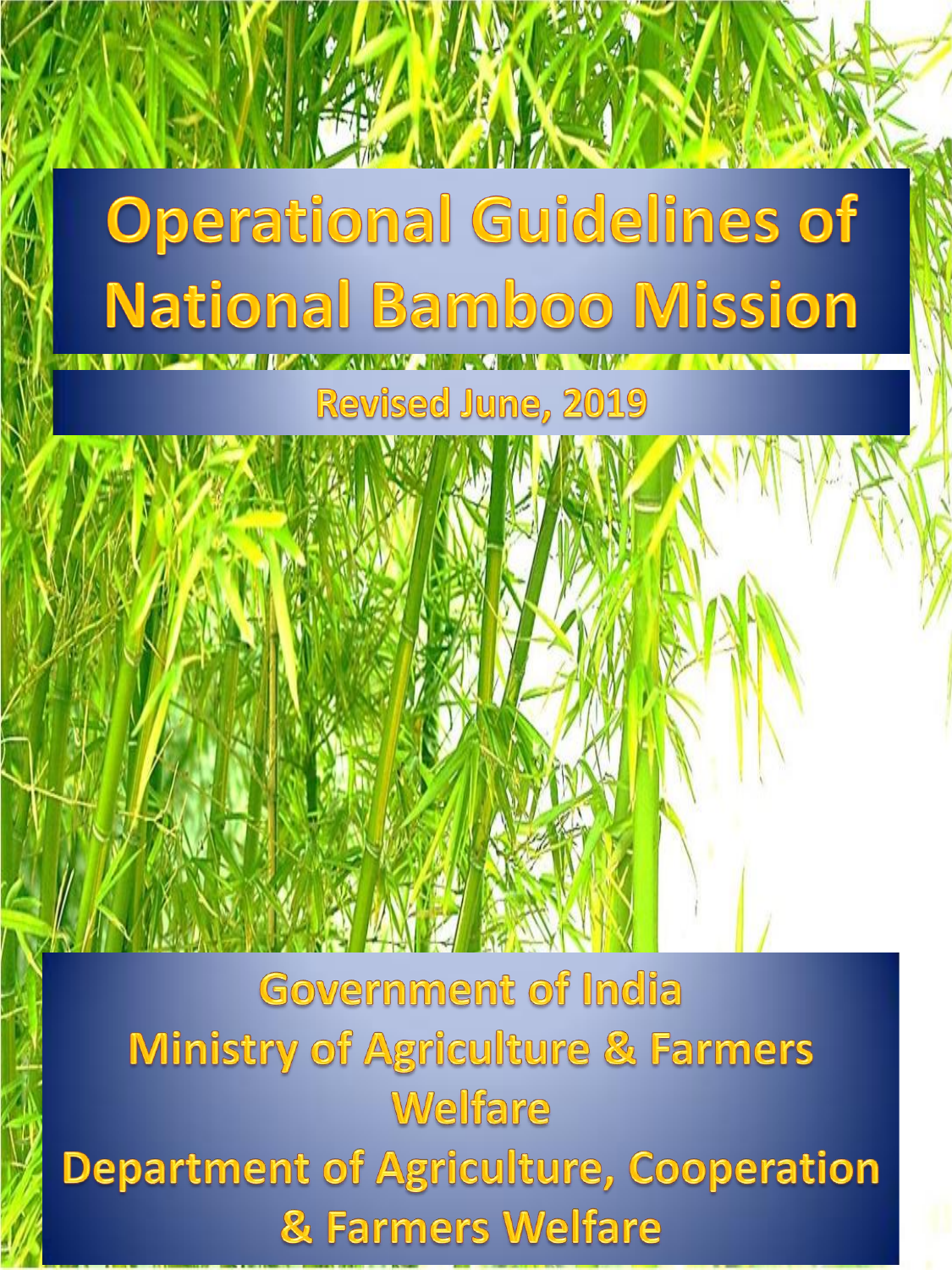# Operational Guidelines of National Bamboo Mission

Revised June, 2019

Government of India

Ministry of Agriculture & Farmers Welfare

Department of Agriculture, Cooperation & Farmers Welfare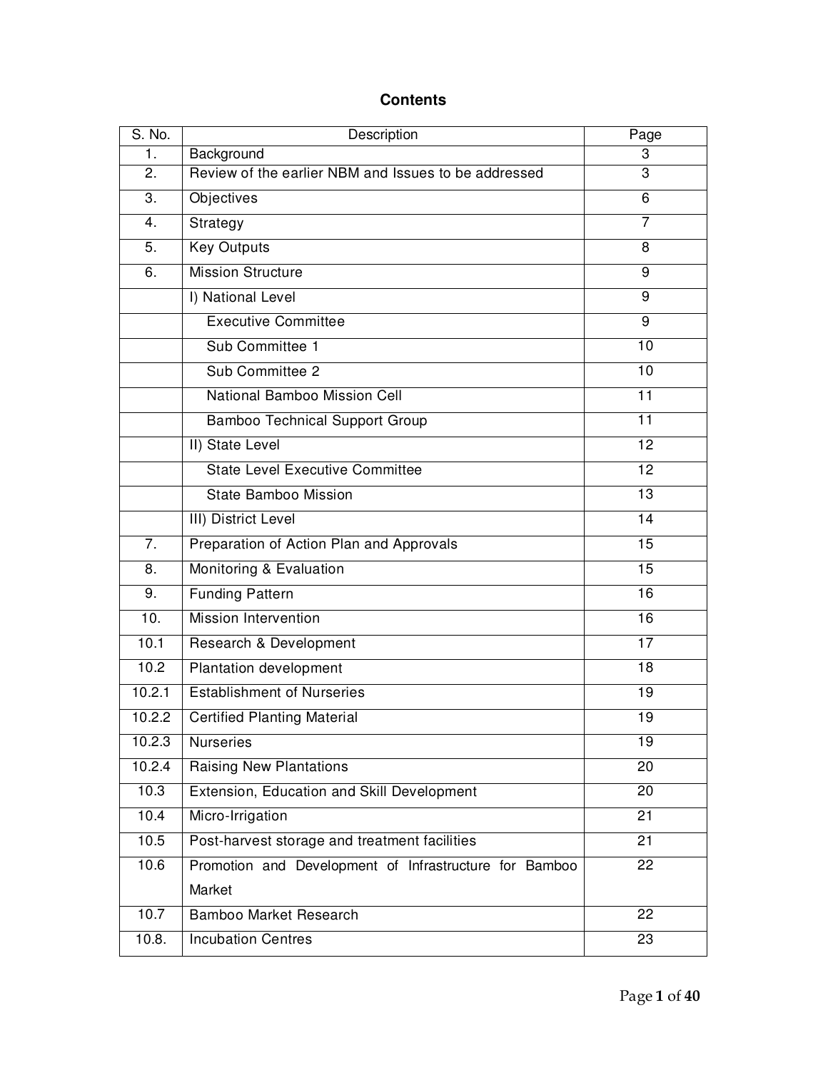# Contents

| S. No. | Description | Page |
|---|---|---|
| 1. | Background | 3 |
| 2. | Review of the earlier NBM and Issues to be addressed | 3 |
| 3. | Objectives | 6 |
| 4. | Strategy | 7 |
| 5. | Key Outputs | 8 |
| 6. | Mission Structure | 9 |
| | I) National Level | 9 |
| | Executive Committee | 9 |
| | Sub Committee 1 | 10 |
| | Sub Committee 2 | 10 |
| | National Bamboo Mission Cell | 11 |
| | Bamboo Technical Support Group | 11 |
| | II) State Level | 12 |
| | State Level Executive Committee | 12 |
| | State Bamboo Mission | 13 |
| | III) District Level | 14 |
| 7. | Preparation of Action Plan and Approvals | 15 |
| 8. | Monitoring & Evaluation | 15 |
| 9. | Funding Pattern | 16 |
| 10. | Mission Intervention | 16 |
| 10.1 | Research & Development | 17 |
| 10.2 | Plantation development | 18 |
| 10.2.1 | Establishment of Nurseries | 19 |
| 10.2.2 | Certified Planting Material | 19 |
| 10.2.3 | Nurseries | 19 |
| 10.2.4 | Raising New Plantations | 20 |
| 10.3 | Extension, Education and Skill Development | 20 |
| 10.4 | Micro-Irrigation | 21 |
| 10.5 | Post-harvest storage and treatment facilities | 21 |
| 10.6 | Promotion and Development of Infrastructure for Bamboo Market | 22 |
| 10.7 | Bamboo Market Research | 22 |
| 10.8. | Incubation Centres | 23 |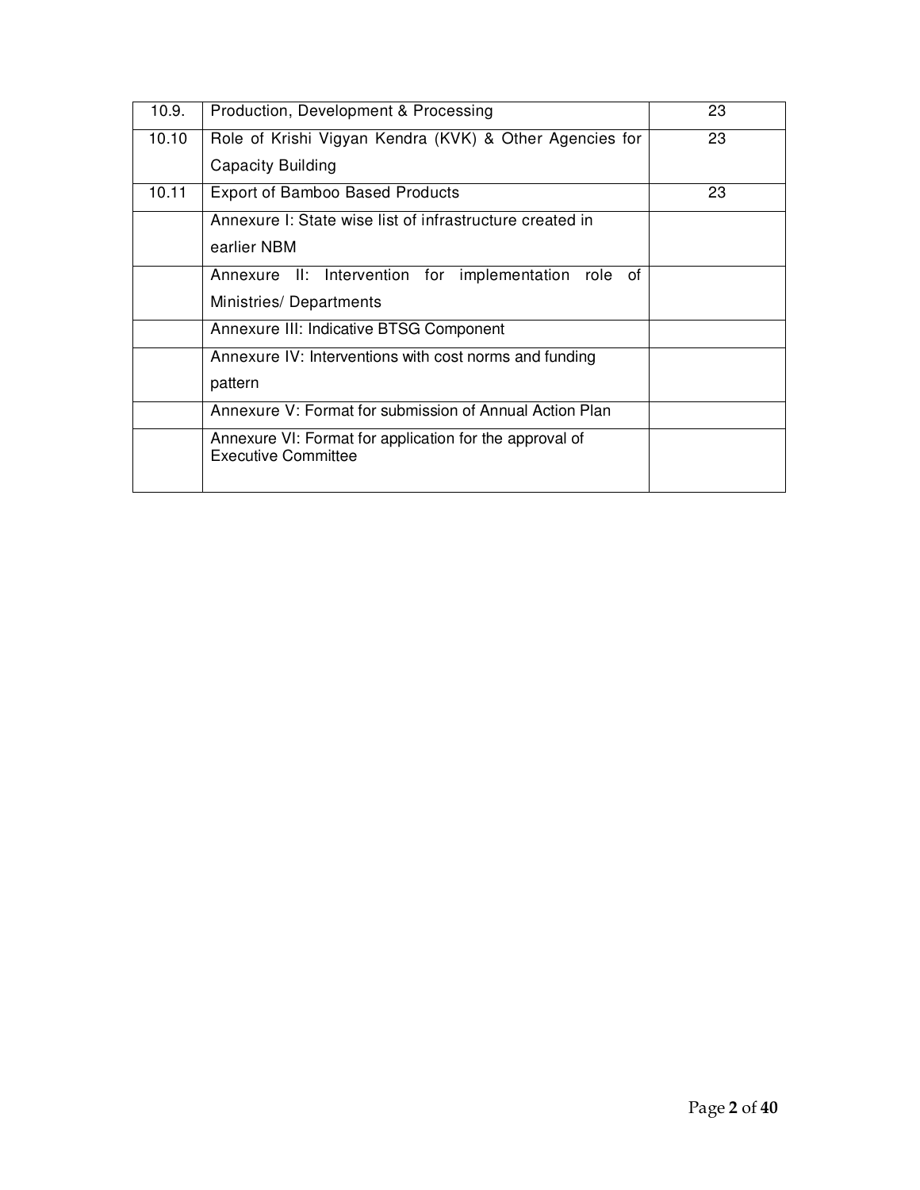| | | |
|---|---|---|
| 10.9. | Production, Development & Processing | 23 |
| 10.10 | Role of Krishi Vigyan Kendra (KVK) & Other Agencies for Capacity Building | 23 |
| 10.11 | Export of Bamboo Based Products | 23 |
| | Annexure I: State wise list of infrastructure created in earlier NBM | |
| | Annexure II: Intervention for implementation role of Ministries/ Departments | |
| | Annexure III: Indicative BTSG Component | |
| | Annexure IV: Interventions with cost norms and funding pattern | |
| | Annexure V: Format for submission of Annual Action Plan | |
| | Annexure VI: Format for application for the approval of Executive Committee | |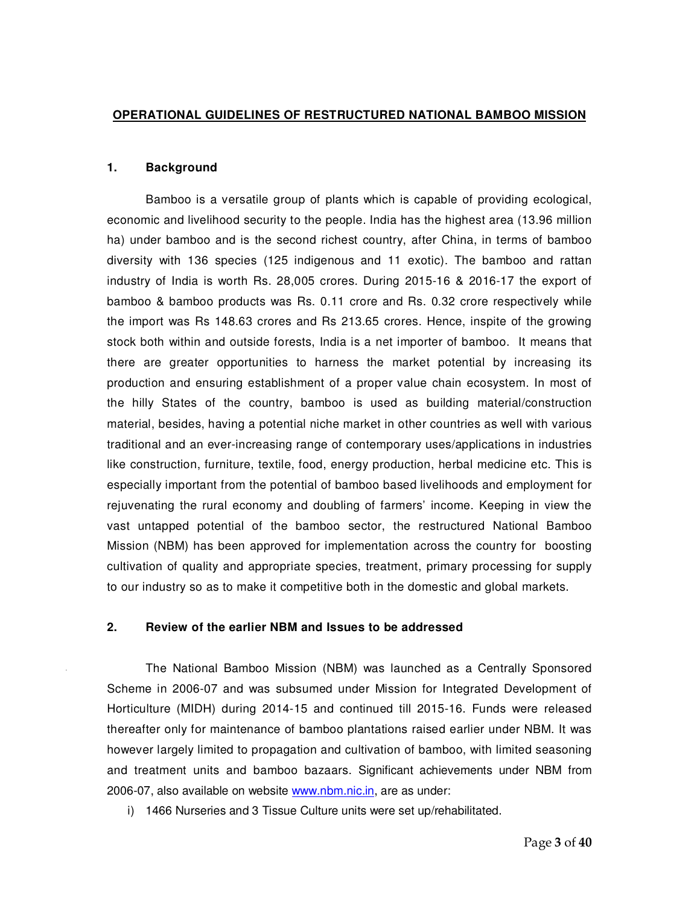# OPERATIONAL GUIDELINES OF RESTRUCTURED NATIONAL BAMBOO MISSION

## 1. Background

Bamboo is a versatile group of plants which is capable of providing ecological, economic and livelihood security to the people. India has the highest area (13.96 million ha) under bamboo and is the second richest country, after China, in terms of bamboo diversity with 136 species (125 indigenous and 11 exotic). The bamboo and rattan industry of India is worth Rs. 28,005 crores. During 2015-16 & 2016-17 the export of bamboo & bamboo products was Rs. 0.11 crore and Rs. 0.32 crore respectively while the import was Rs 148.63 crores and Rs 213.65 crores. Hence, inspite of the growing stock both within and outside forests, India is a net importer of bamboo. It means that there are greater opportunities to harness the market potential by increasing its production and ensuring establishment of a proper value chain ecosystem. In most of the hilly States of the country, bamboo is used as building material/construction material, besides, having a potential niche market in other countries as well with various traditional and an ever-increasing range of contemporary uses/applications in industries like construction, furniture, textile, food, energy production, herbal medicine etc. This is especially important from the potential of bamboo based livelihoods and employment for rejuvenating the rural economy and doubling of farmers' income. Keeping in view the vast untapped potential of the bamboo sector, the restructured National Bamboo Mission (NBM) has been approved for implementation across the country for boosting cultivation of quality and appropriate species, treatment, primary processing for supply to our industry so as to make it competitive both in the domestic and global markets.

## 2. Review of the earlier NBM and Issues to be addressed

The National Bamboo Mission (NBM) was launched as a Centrally Sponsored Scheme in 2006-07 and was subsumed under Mission for Integrated Development of Horticulture (MIDH) during 2014-15 and continued till 2015-16. Funds were released thereafter only for maintenance of bamboo plantations raised earlier under NBM. It was however largely limited to propagation and cultivation of bamboo, with limited seasoning and treatment units and bamboo bazaars. Significant achievements under NBM from 2006-07, also available on website www.nbm.nic.in, are as under:

i) 1466 Nurseries and 3 Tissue Culture units were set up/rehabilitated.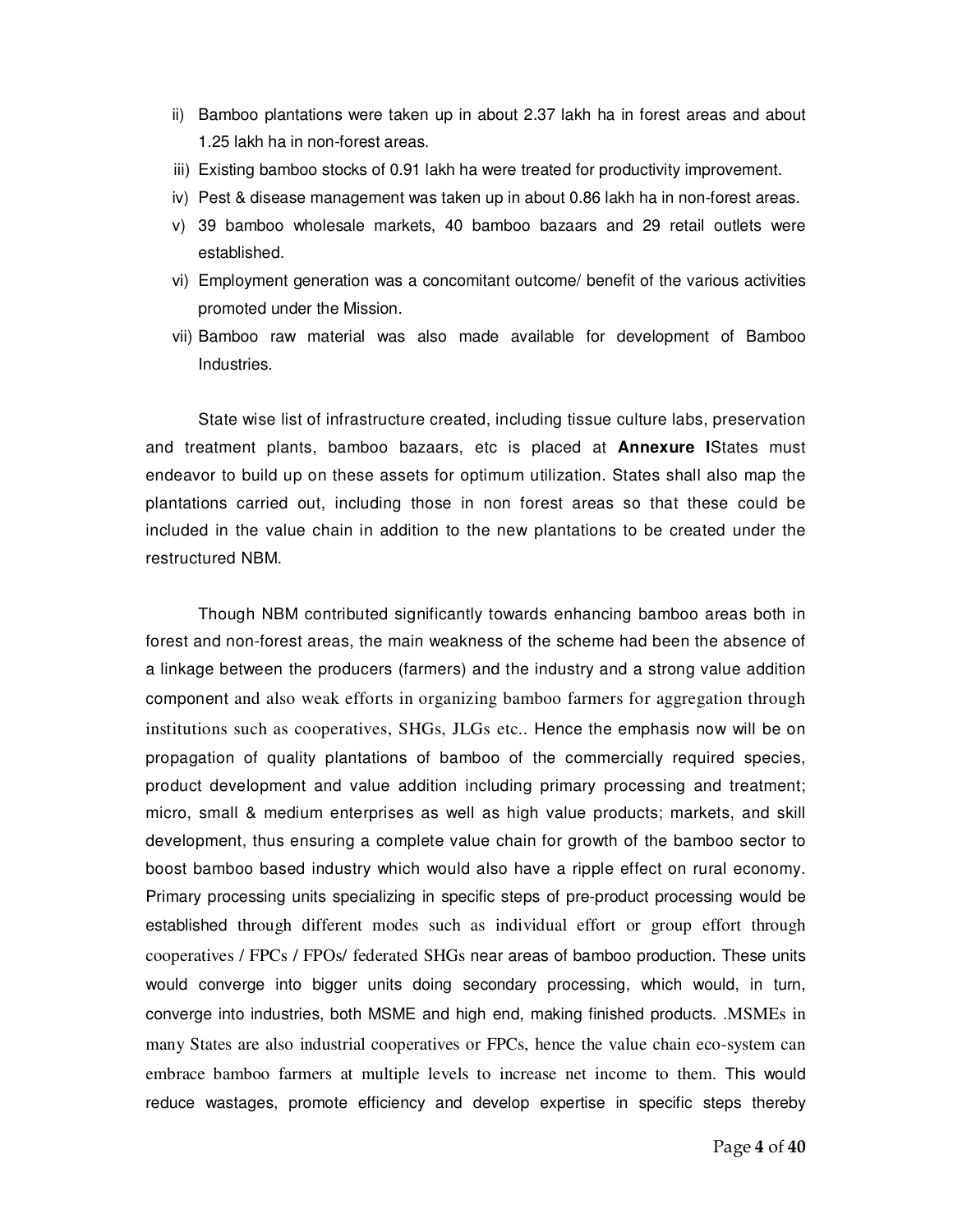ii) Bamboo plantations were taken up in about 2.37 lakh ha in forest areas and about 1.25 lakh ha in non-forest areas.
iii) Existing bamboo stocks of 0.91 lakh ha were treated for productivity improvement.
iv) Pest & disease management was taken up in about 0.86 lakh ha in non-forest areas.
v) 39 bamboo wholesale markets, 40 bamboo bazaars and 29 retail outlets were established.
vi) Employment generation was a concomitant outcome/ benefit of the various activities promoted under the Mission.
vii) Bamboo raw material was also made available for development of Bamboo Industries.

State wise list of infrastructure created, including tissue culture labs, preservation and treatment plants, bamboo bazaars, etc is placed at **Annexure I**States must endeavor to build up on these assets for optimum utilization. States shall also map the plantations carried out, including those in non forest areas so that these could be included in the value chain in addition to the new plantations to be created under the restructured NBM.

Though NBM contributed significantly towards enhancing bamboo areas both in forest and non-forest areas, the main weakness of the scheme had been the absence of a linkage between the producers (farmers) and the industry and a strong value addition component and also weak efforts in organizing bamboo farmers for aggregation through institutions such as cooperatives, SHGs, JLGs etc.. Hence the emphasis now will be on propagation of quality plantations of bamboo of the commercially required species, product development and value addition including primary processing and treatment; micro, small & medium enterprises as well as high value products; markets, and skill development, thus ensuring a complete value chain for growth of the bamboo sector to boost bamboo based industry which would also have a ripple effect on rural economy. Primary processing units specializing in specific steps of pre-product processing would be established through different modes such as individual effort or group effort through cooperatives / FPCs / FPOs/ federated SHGs near areas of bamboo production. These units would converge into bigger units doing secondary processing, which would, in turn, converge into industries, both MSME and high end, making finished products. .MSMEs in many States are also industrial cooperatives or FPCs, hence the value chain eco-system can embrace bamboo farmers at multiple levels to increase net income to them. This would reduce wastages, promote efficiency and develop expertise in specific steps thereby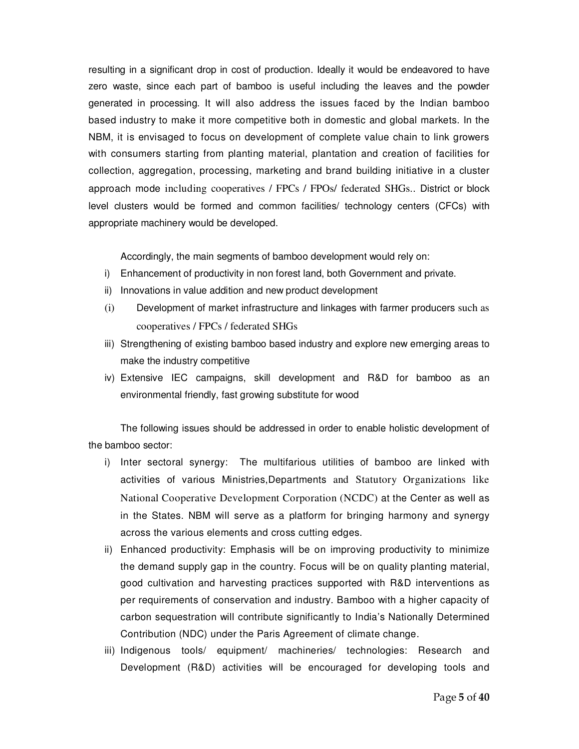resulting in a significant drop in cost of production. Ideally it would be endeavored to have zero waste, since each part of bamboo is useful including the leaves and the powder generated in processing. It will also address the issues faced by the Indian bamboo based industry to make it more competitive both in domestic and global markets. In the NBM, it is envisaged to focus on development of complete value chain to link growers with consumers starting from planting material, plantation and creation of facilities for collection, aggregation, processing, marketing and brand building initiative in a cluster approach mode including cooperatives / FPCs / FPOs/ federated SHGs.. District or block level clusters would be formed and common facilities/ technology centers (CFCs) with appropriate machinery would be developed.

Accordingly, the main segments of bamboo development would rely on:

i) Enhancement of productivity in non forest land, both Government and private.
ii) Innovations in value addition and new product development
(i) Development of market infrastructure and linkages with farmer producers such as cooperatives / FPCs / federated SHGs
iii) Strengthening of existing bamboo based industry and explore new emerging areas to make the industry competitive
iv) Extensive IEC campaigns, skill development and R&D for bamboo as an environmental friendly, fast growing substitute for wood

The following issues should be addressed in order to enable holistic development of the bamboo sector:

i) Inter sectoral synergy: The multifarious utilities of bamboo are linked with activities of various Ministries,Departments and Statutory Organizations like National Cooperative Development Corporation (NCDC) at the Center as well as in the States. NBM will serve as a platform for bringing harmony and synergy across the various elements and cross cutting edges.
ii) Enhanced productivity: Emphasis will be on improving productivity to minimize the demand supply gap in the country. Focus will be on quality planting material, good cultivation and harvesting practices supported with R&D interventions as per requirements of conservation and industry. Bamboo with a higher capacity of carbon sequestration will contribute significantly to India's Nationally Determined Contribution (NDC) under the Paris Agreement of climate change.
iii) Indigenous tools/ equipment/ machineries/ technologies: Research and Development (R&D) activities will be encouraged for developing tools and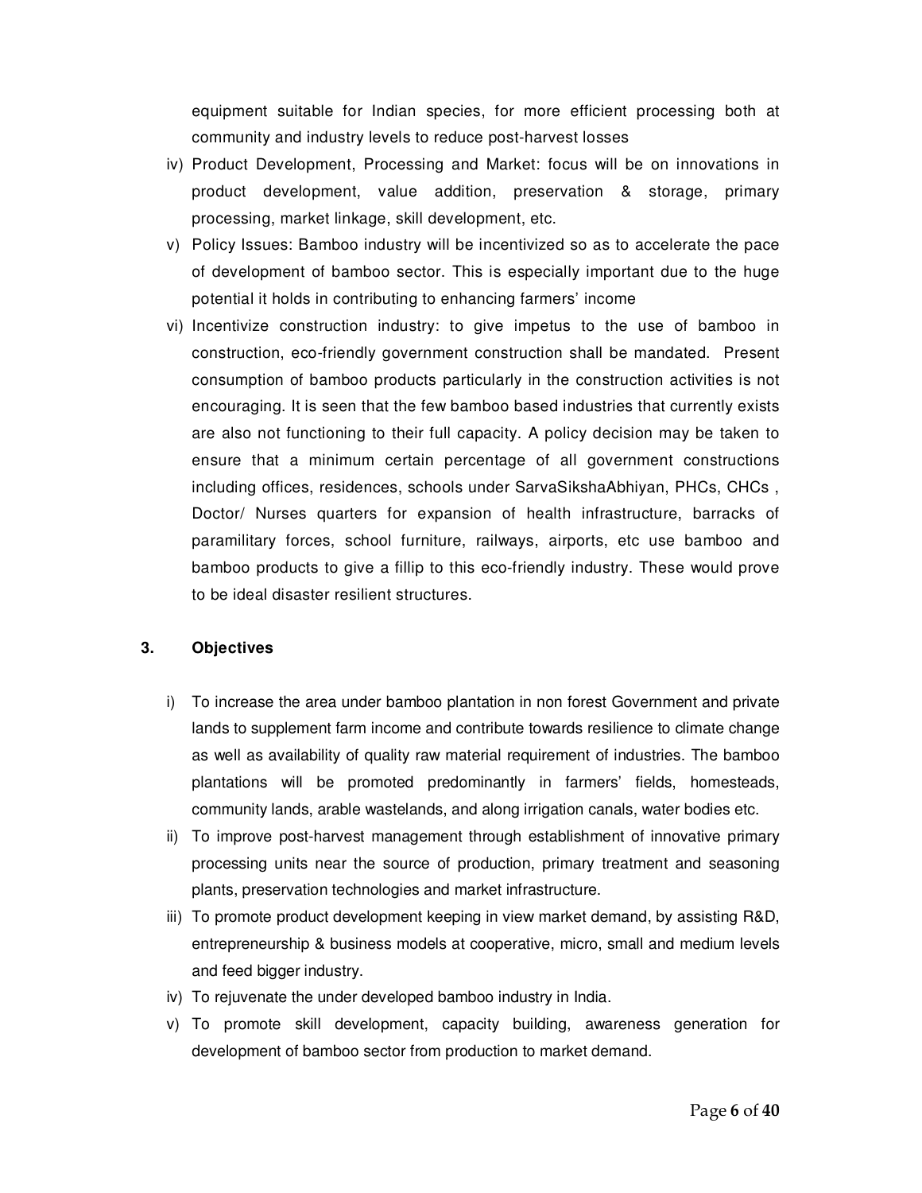equipment suitable for Indian species, for more efficient processing both at community and industry levels to reduce post-harvest losses

iv) Product Development, Processing and Market: focus will be on innovations in product development, value addition, preservation & storage, primary processing, market linkage, skill development, etc.

v) Policy Issues: Bamboo industry will be incentivized so as to accelerate the pace of development of bamboo sector. This is especially important due to the huge potential it holds in contributing to enhancing farmers' income

vi) Incentivize construction industry: to give impetus to the use of bamboo in construction, eco-friendly government construction shall be mandated. Present consumption of bamboo products particularly in the construction activities is not encouraging. It is seen that the few bamboo based industries that currently exists are also not functioning to their full capacity. A policy decision may be taken to ensure that a minimum certain percentage of all government constructions including offices, residences, schools under SarvaSikshaAbhiyan, PHCs, CHCs , Doctor/ Nurses quarters for expansion of health infrastructure, barracks of paramilitary forces, school furniture, railways, airports, etc use bamboo and bamboo products to give a fillip to this eco-friendly industry. These would prove to be ideal disaster resilient structures.

## 3. Objectives

i) To increase the area under bamboo plantation in non forest Government and private lands to supplement farm income and contribute towards resilience to climate change as well as availability of quality raw material requirement of industries. The bamboo plantations will be promoted predominantly in farmers' fields, homesteads, community lands, arable wastelands, and along irrigation canals, water bodies etc.

ii) To improve post-harvest management through establishment of innovative primary processing units near the source of production, primary treatment and seasoning plants, preservation technologies and market infrastructure.

iii) To promote product development keeping in view market demand, by assisting R&D, entrepreneurship & business models at cooperative, micro, small and medium levels and feed bigger industry.

iv) To rejuvenate the under developed bamboo industry in India.

v) To promote skill development, capacity building, awareness generation for development of bamboo sector from production to market demand.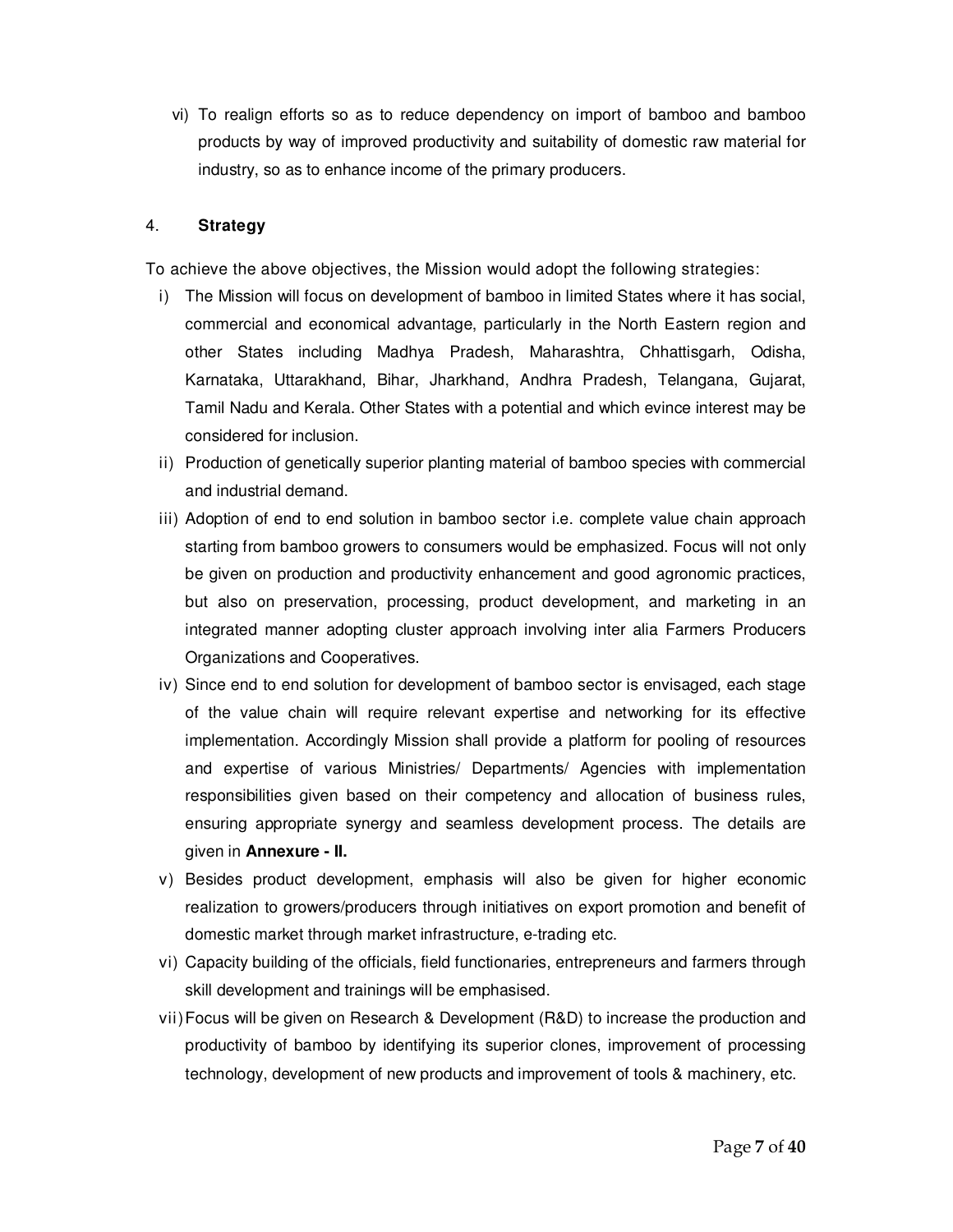vi) To realign efforts so as to reduce dependency on import of bamboo and bamboo products by way of improved productivity and suitability of domestic raw material for industry, so as to enhance income of the primary producers.

## 4. Strategy

To achieve the above objectives, the Mission would adopt the following strategies:

i) The Mission will focus on development of bamboo in limited States where it has social, commercial and economical advantage, particularly in the North Eastern region and other States including Madhya Pradesh, Maharashtra, Chhattisgarh, Odisha, Karnataka, Uttarakhand, Bihar, Jharkhand, Andhra Pradesh, Telangana, Gujarat, Tamil Nadu and Kerala. Other States with a potential and which evince interest may be considered for inclusion.

ii) Production of genetically superior planting material of bamboo species with commercial and industrial demand.

iii) Adoption of end to end solution in bamboo sector i.e. complete value chain approach starting from bamboo growers to consumers would be emphasized. Focus will not only be given on production and productivity enhancement and good agronomic practices, but also on preservation, processing, product development, and marketing in an integrated manner adopting cluster approach involving inter alia Farmers Producers Organizations and Cooperatives.

iv) Since end to end solution for development of bamboo sector is envisaged, each stage of the value chain will require relevant expertise and networking for its effective implementation. Accordingly Mission shall provide a platform for pooling of resources and expertise of various Ministries/ Departments/ Agencies with implementation responsibilities given based on their competency and allocation of business rules, ensuring appropriate synergy and seamless development process. The details are given in **Annexure - II.**

v) Besides product development, emphasis will also be given for higher economic realization to growers/producers through initiatives on export promotion and benefit of domestic market through market infrastructure, e-trading etc.

vi) Capacity building of the officials, field functionaries, entrepreneurs and farmers through skill development and trainings will be emphasised.

vii) Focus will be given on Research & Development (R&D) to increase the production and productivity of bamboo by identifying its superior clones, improvement of processing technology, development of new products and improvement of tools & machinery, etc.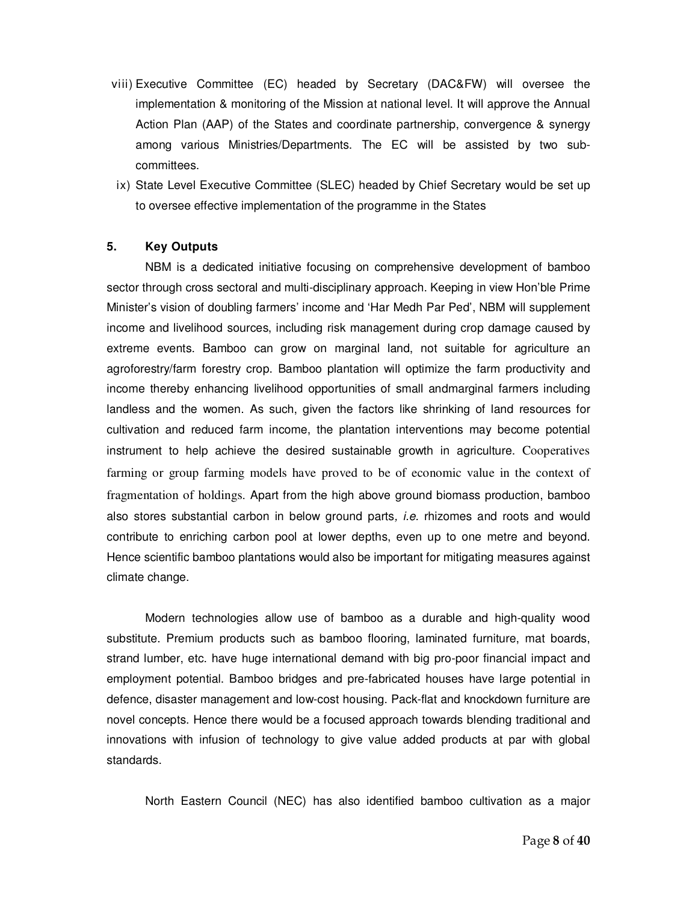viii) Executive Committee (EC) headed by Secretary (DAC&FW) will oversee the implementation & monitoring of the Mission at national level. It will approve the Annual Action Plan (AAP) of the States and coordinate partnership, convergence & synergy among various Ministries/Departments. The EC will be assisted by two sub-committees.

ix) State Level Executive Committee (SLEC) headed by Chief Secretary would be set up to oversee effective implementation of the programme in the States

### 5. Key Outputs

NBM is a dedicated initiative focusing on comprehensive development of bamboo sector through cross sectoral and multi-disciplinary approach. Keeping in view Hon'ble Prime Minister's vision of doubling farmers' income and 'Har Medh Par Ped', NBM will supplement income and livelihood sources, including risk management during crop damage caused by extreme events. Bamboo can grow on marginal land, not suitable for agriculture an agroforestry/farm forestry crop. Bamboo plantation will optimize the farm productivity and income thereby enhancing livelihood opportunities of small andmarginal farmers including landless and the women. As such, given the factors like shrinking of land resources for cultivation and reduced farm income, the plantation interventions may become potential instrument to help achieve the desired sustainable growth in agriculture. Cooperatives farming or group farming models have proved to be of economic value in the context of fragmentation of holdings. Apart from the high above ground biomass production, bamboo also stores substantial carbon in below ground parts*, i.e.* rhizomes and roots and would contribute to enriching carbon pool at lower depths, even up to one metre and beyond. Hence scientific bamboo plantations would also be important for mitigating measures against climate change.

Modern technologies allow use of bamboo as a durable and high-quality wood substitute. Premium products such as bamboo flooring, laminated furniture, mat boards, strand lumber, etc. have huge international demand with big pro-poor financial impact and employment potential. Bamboo bridges and pre-fabricated houses have large potential in defence, disaster management and low-cost housing. Pack-flat and knockdown furniture are novel concepts. Hence there would be a focused approach towards blending traditional and innovations with infusion of technology to give value added products at par with global standards.

North Eastern Council (NEC) has also identified bamboo cultivation as a major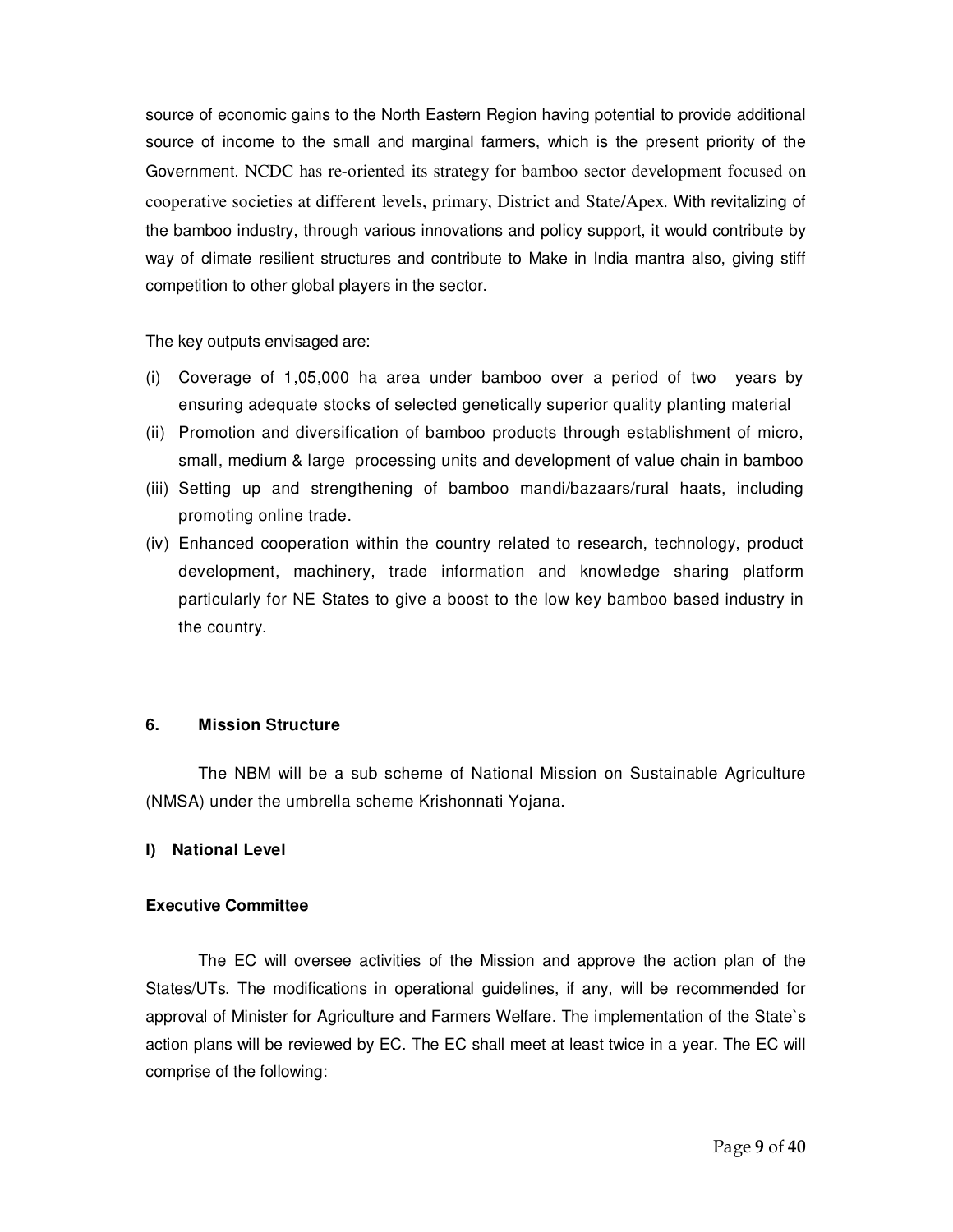source of economic gains to the North Eastern Region having potential to provide additional source of income to the small and marginal farmers, which is the present priority of the Government. NCDC has re-oriented its strategy for bamboo sector development focused on cooperative societies at different levels, primary, District and State/Apex. With revitalizing of the bamboo industry, through various innovations and policy support, it would contribute by way of climate resilient structures and contribute to Make in India mantra also, giving stiff competition to other global players in the sector.

The key outputs envisaged are:

(i) Coverage of 1,05,000 ha area under bamboo over a period of two years by ensuring adequate stocks of selected genetically superior quality planting material
(ii) Promotion and diversification of bamboo products through establishment of micro, small, medium & large processing units and development of value chain in bamboo
(iii) Setting up and strengthening of bamboo mandi/bazaars/rural haats, including promoting online trade.
(iv) Enhanced cooperation within the country related to research, technology, product development, machinery, trade information and knowledge sharing platform particularly for NE States to give a boost to the low key bamboo based industry in the country.

## 6. Mission Structure

The NBM will be a sub scheme of National Mission on Sustainable Agriculture (NMSA) under the umbrella scheme Krishonnati Yojana.

### I) National Level

**Executive Committee**

The EC will oversee activities of the Mission and approve the action plan of the States/UTs. The modifications in operational guidelines, if any, will be recommended for approval of Minister for Agriculture and Farmers Welfare. The implementation of the State`s action plans will be reviewed by EC. The EC shall meet at least twice in a year. The EC will comprise of the following: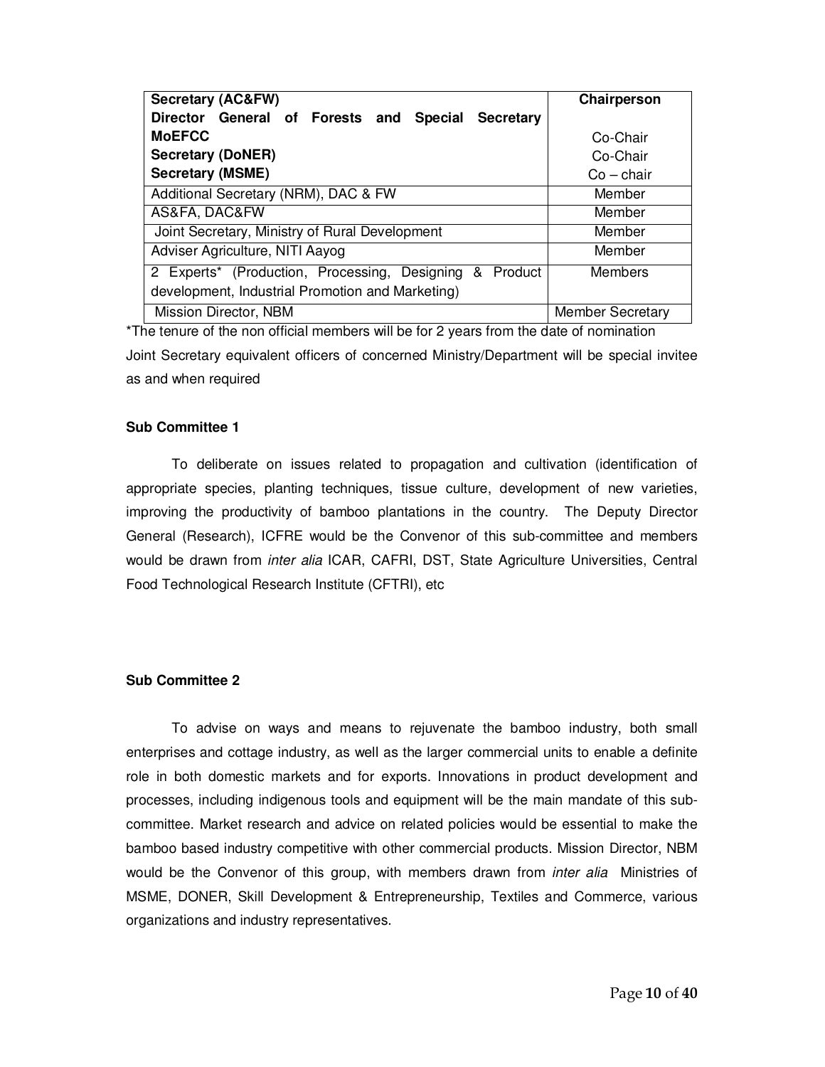| **Secretary (AC&FW)**<br>**Director General of Forests and Special Secretary MoEFCC**<br>**Secretary (DoNER)**<br>**Secretary (MSME)** | **Chairperson**<br><br>Co-Chair<br>Co-Chair<br>Co – chair |
|---|---|
| Additional Secretary (NRM), DAC & FW | Member |
| AS&FA, DAC&FW | Member |
| Joint Secretary, Ministry of Rural Development | Member |
| Adviser Agriculture, NITI Aayog | Member |
| 2 Experts* (Production, Processing, Designing & Product development, Industrial Promotion and Marketing) | Members |
| Mission Director, NBM | Member Secretary |

*The tenure of the non official members will be for 2 years from the date of nomination

Joint Secretary equivalent officers of concerned Ministry/Department will be special invitee as and when required

**Sub Committee 1**

To deliberate on issues related to propagation and cultivation (identification of appropriate species, planting techniques, tissue culture, development of new varieties, improving the productivity of bamboo plantations in the country. The Deputy Director General (Research), ICFRE would be the Convenor of this sub-committee and members would be drawn from *inter alia* ICAR, CAFRI, DST, State Agriculture Universities, Central Food Technological Research Institute (CFTRI), etc

**Sub Committee 2**

To advise on ways and means to rejuvenate the bamboo industry, both small enterprises and cottage industry, as well as the larger commercial units to enable a definite role in both domestic markets and for exports. Innovations in product development and processes, including indigenous tools and equipment will be the main mandate of this sub-committee. Market research and advice on related policies would be essential to make the bamboo based industry competitive with other commercial products. Mission Director, NBM would be the Convenor of this group, with members drawn from *inter alia* Ministries of MSME, DONER, Skill Development & Entrepreneurship, Textiles and Commerce, various organizations and industry representatives.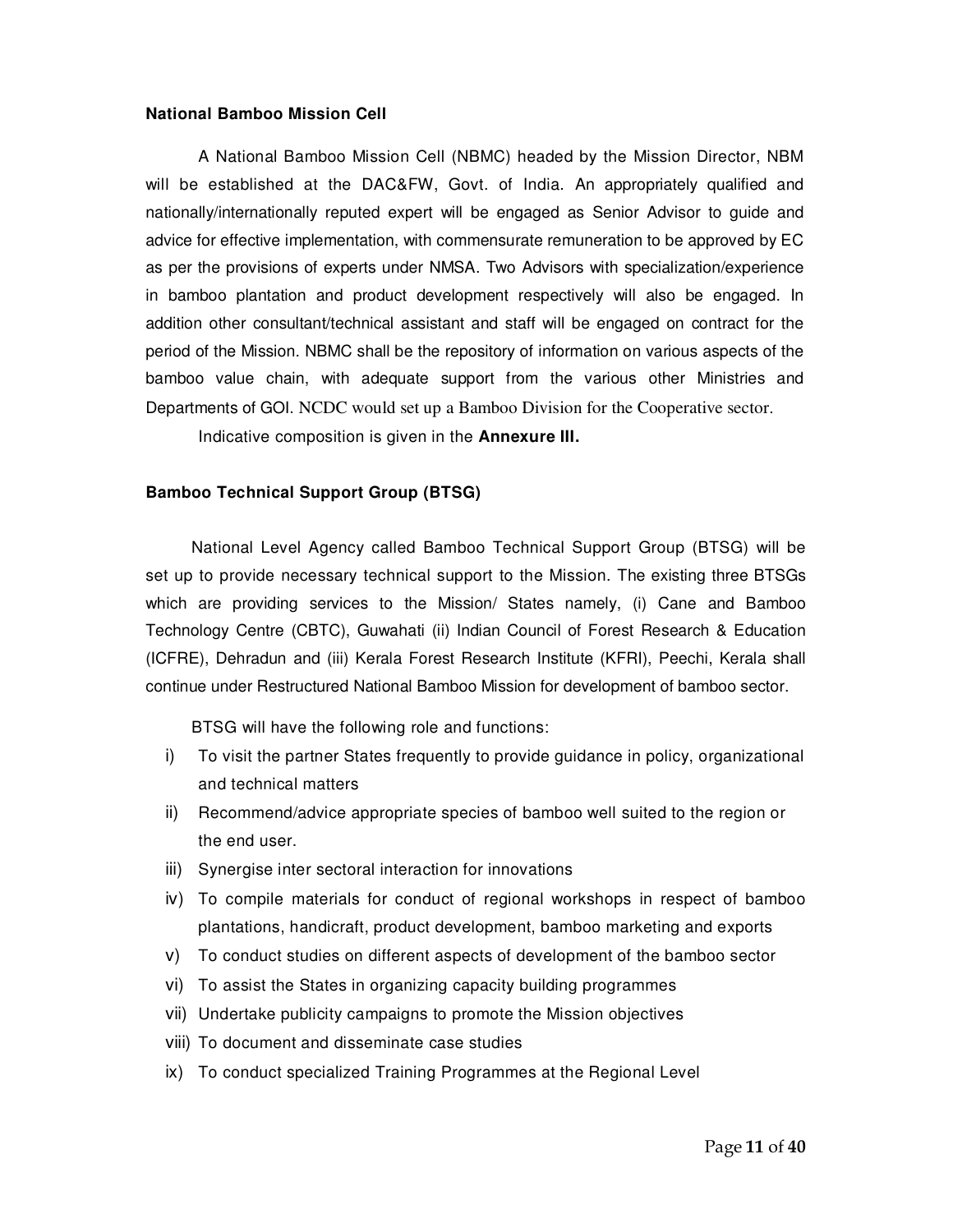### National Bamboo Mission Cell

A National Bamboo Mission Cell (NBMC) headed by the Mission Director, NBM will be established at the DAC&FW, Govt. of India. An appropriately qualified and nationally/internationally reputed expert will be engaged as Senior Advisor to guide and advice for effective implementation, with commensurate remuneration to be approved by EC as per the provisions of experts under NMSA. Two Advisors with specialization/experience in bamboo plantation and product development respectively will also be engaged. In addition other consultant/technical assistant and staff will be engaged on contract for the period of the Mission. NBMC shall be the repository of information on various aspects of the bamboo value chain, with adequate support from the various other Ministries and Departments of GOI. NCDC would set up a Bamboo Division for the Cooperative sector.

Indicative composition is given in the **Annexure III.**

### Bamboo Technical Support Group (BTSG)

National Level Agency called Bamboo Technical Support Group (BTSG) will be set up to provide necessary technical support to the Mission. The existing three BTSGs which are providing services to the Mission/ States namely, (i) Cane and Bamboo Technology Centre (CBTC), Guwahati (ii) Indian Council of Forest Research & Education (ICFRE), Dehradun and (iii) Kerala Forest Research Institute (KFRI), Peechi, Kerala shall continue under Restructured National Bamboo Mission for development of bamboo sector.

BTSG will have the following role and functions:

i) To visit the partner States frequently to provide guidance in policy, organizational and technical matters
ii) Recommend/advice appropriate species of bamboo well suited to the region or the end user.
iii) Synergise inter sectoral interaction for innovations
iv) To compile materials for conduct of regional workshops in respect of bamboo plantations, handicraft, product development, bamboo marketing and exports
v) To conduct studies on different aspects of development of the bamboo sector
vi) To assist the States in organizing capacity building programmes
vii) Undertake publicity campaigns to promote the Mission objectives
viii) To document and disseminate case studies
ix) To conduct specialized Training Programmes at the Regional Level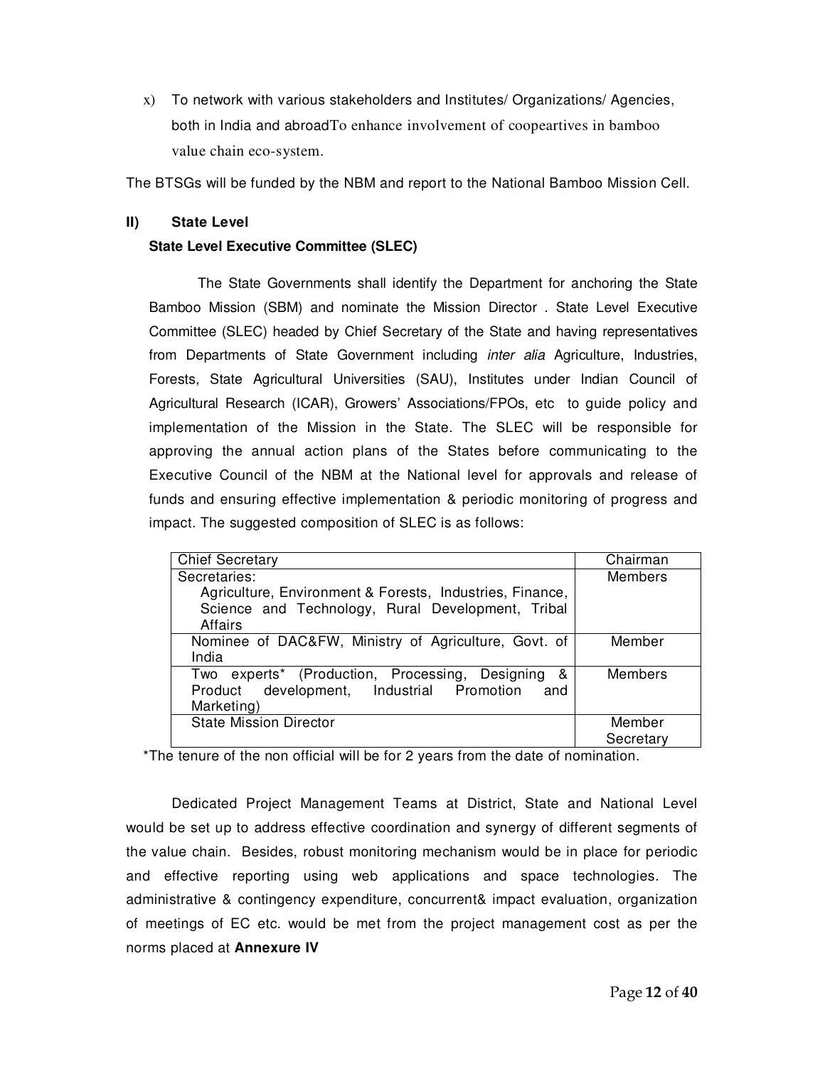x) To network with various stakeholders and Institutes/ Organizations/ Agencies, both in India and abroadTo enhance involvement of coopeartives in bamboo value chain eco-system.

The BTSGs will be funded by the NBM and report to the National Bamboo Mission Cell.

**II) State Level**

**State Level Executive Committee (SLEC)**

The State Governments shall identify the Department for anchoring the State Bamboo Mission (SBM) and nominate the Mission Director . State Level Executive Committee (SLEC) headed by Chief Secretary of the State and having representatives from Departments of State Government including *inter alia* Agriculture, Industries, Forests, State Agricultural Universities (SAU), Institutes under Indian Council of Agricultural Research (ICAR), Growers' Associations/FPOs, etc to guide policy and implementation of the Mission in the State. The SLEC will be responsible for approving the annual action plans of the States before communicating to the Executive Council of the NBM at the National level for approvals and release of funds and ensuring effective implementation & periodic monitoring of progress and impact. The suggested composition of SLEC is as follows:

| Chief Secretary | Chairman |
|---|---|
| Secretaries: Agriculture, Environment & Forests, Industries, Finance, Science and Technology, Rural Development, Tribal Affairs | Members |
| Nominee of DAC&FW, Ministry of Agriculture, Govt. of India | Member |
| Two experts* (Production, Processing, Designing & Product development, Industrial Promotion and Marketing) | Members |
| State Mission Director | Member Secretary |

*The tenure of the non official will be for 2 years from the date of nomination.

Dedicated Project Management Teams at District, State and National Level would be set up to address effective coordination and synergy of different segments of the value chain. Besides, robust monitoring mechanism would be in place for periodic and effective reporting using web applications and space technologies. The administrative & contingency expenditure, concurrent& impact evaluation, organization of meetings of EC etc. would be met from the project management cost as per the norms placed at **Annexure IV**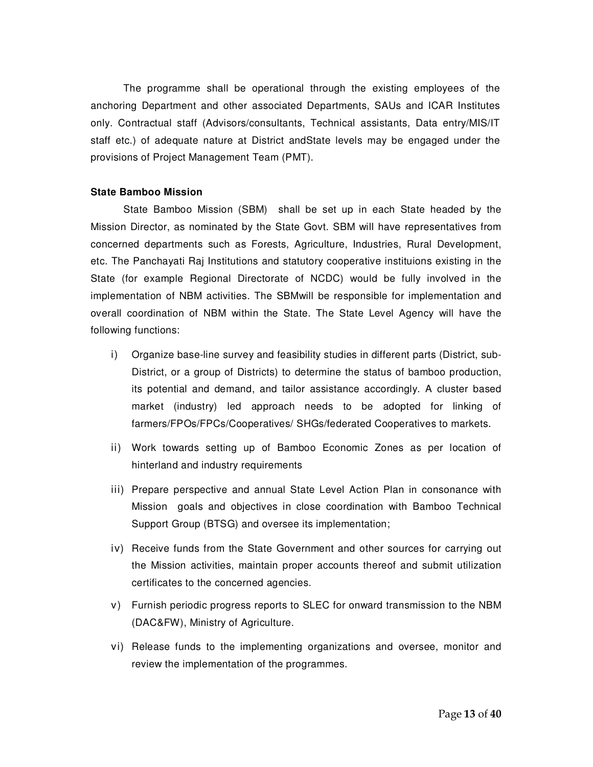The programme shall be operational through the existing employees of the anchoring Department and other associated Departments, SAUs and ICAR Institutes only. Contractual staff (Advisors/consultants, Technical assistants, Data entry/MIS/IT staff etc.) of adequate nature at District andState levels may be engaged under the provisions of Project Management Team (PMT).

**State Bamboo Mission**

State Bamboo Mission (SBM) shall be set up in each State headed by the Mission Director, as nominated by the State Govt. SBM will have representatives from concerned departments such as Forests, Agriculture, Industries, Rural Development, etc. The Panchayati Raj Institutions and statutory cooperative instituions existing in the State (for example Regional Directorate of NCDC) would be fully involved in the implementation of NBM activities. The SBMwill be responsible for implementation and overall coordination of NBM within the State. The State Level Agency will have the following functions:

i) Organize base-line survey and feasibility studies in different parts (District, sub-District, or a group of Districts) to determine the status of bamboo production, its potential and demand, and tailor assistance accordingly. A cluster based market (industry) led approach needs to be adopted for linking of farmers/FPOs/FPCs/Cooperatives/ SHGs/federated Cooperatives to markets.

ii) Work towards setting up of Bamboo Economic Zones as per location of hinterland and industry requirements

iii) Prepare perspective and annual State Level Action Plan in consonance with Mission goals and objectives in close coordination with Bamboo Technical Support Group (BTSG) and oversee its implementation;

iv) Receive funds from the State Government and other sources for carrying out the Mission activities, maintain proper accounts thereof and submit utilization certificates to the concerned agencies.

v) Furnish periodic progress reports to SLEC for onward transmission to the NBM (DAC&FW), Ministry of Agriculture.

vi) Release funds to the implementing organizations and oversee, monitor and review the implementation of the programmes.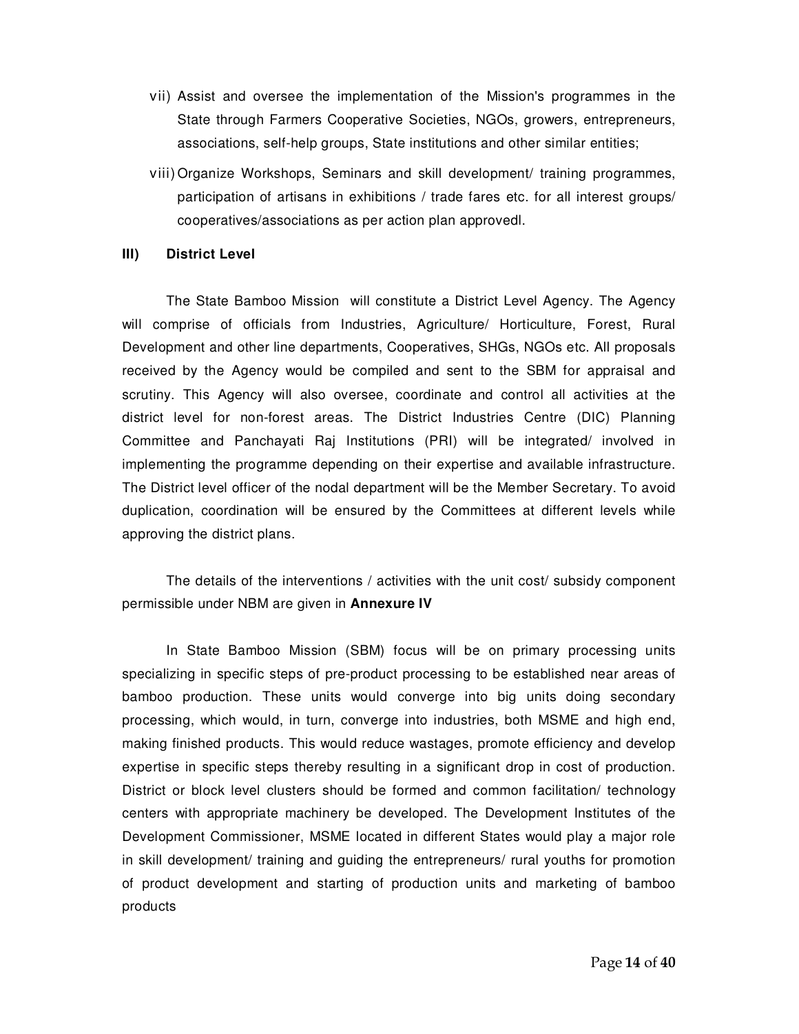vii) Assist and oversee the implementation of the Mission's programmes in the State through Farmers Cooperative Societies, NGOs, growers, entrepreneurs, associations, self-help groups, State institutions and other similar entities;

viii) Organize Workshops, Seminars and skill development/ training programmes, participation of artisans in exhibitions / trade fares etc. for all interest groups/ cooperatives/associations as per action plan approvedl.

**III) District Level**

The State Bamboo Mission will constitute a District Level Agency. The Agency will comprise of officials from Industries, Agriculture/ Horticulture, Forest, Rural Development and other line departments, Cooperatives, SHGs, NGOs etc. All proposals received by the Agency would be compiled and sent to the SBM for appraisal and scrutiny. This Agency will also oversee, coordinate and control all activities at the district level for non-forest areas. The District Industries Centre (DIC) Planning Committee and Panchayati Raj Institutions (PRI) will be integrated/ involved in implementing the programme depending on their expertise and available infrastructure. The District level officer of the nodal department will be the Member Secretary. To avoid duplication, coordination will be ensured by the Committees at different levels while approving the district plans.

The details of the interventions / activities with the unit cost/ subsidy component permissible under NBM are given in **Annexure IV**

In State Bamboo Mission (SBM) focus will be on primary processing units specializing in specific steps of pre-product processing to be established near areas of bamboo production. These units would converge into big units doing secondary processing, which would, in turn, converge into industries, both MSME and high end, making finished products. This would reduce wastages, promote efficiency and develop expertise in specific steps thereby resulting in a significant drop in cost of production. District or block level clusters should be formed and common facilitation/ technology centers with appropriate machinery be developed. The Development Institutes of the Development Commissioner, MSME located in different States would play a major role in skill development/ training and guiding the entrepreneurs/ rural youths for promotion of product development and starting of production units and marketing of bamboo products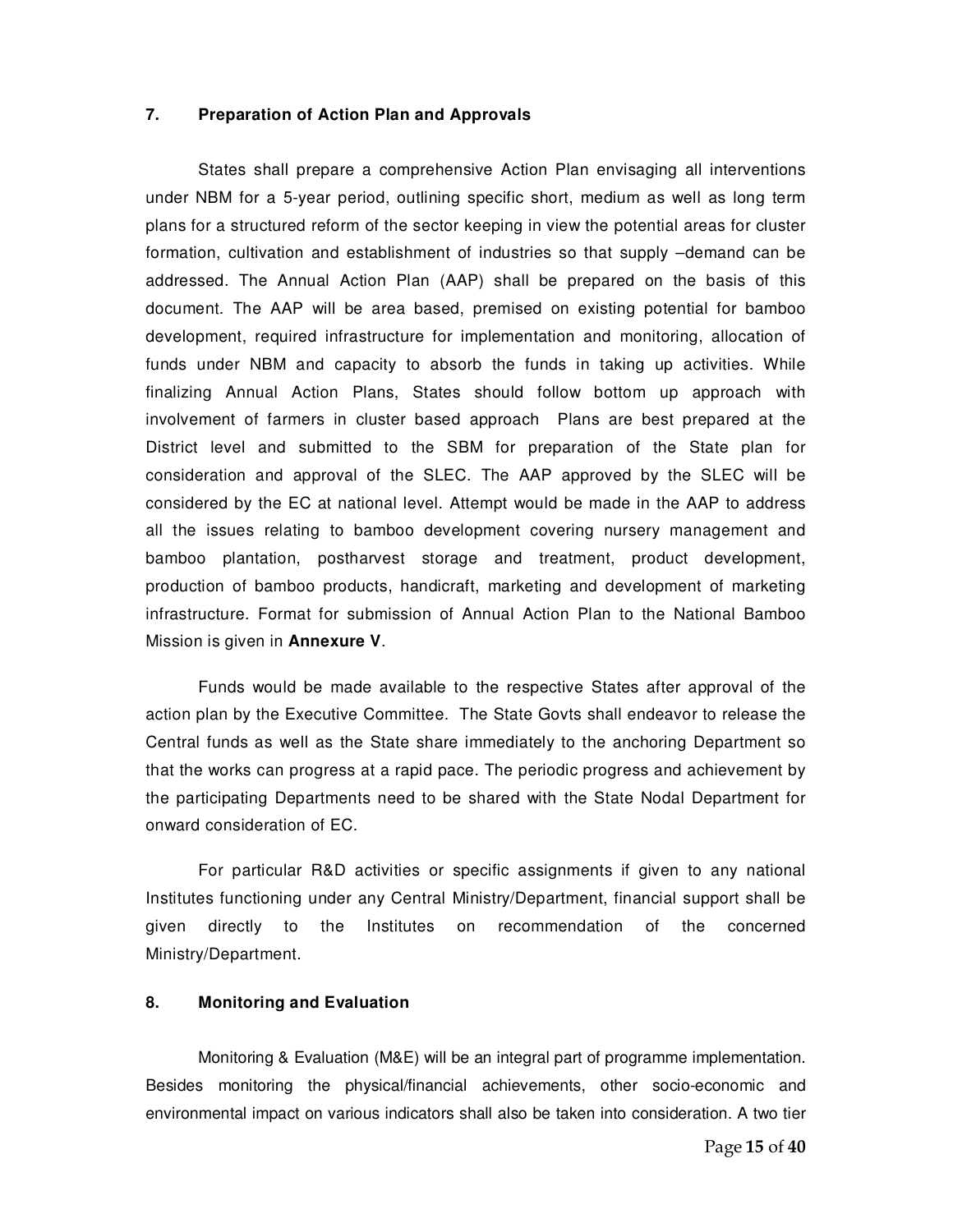## 7. Preparation of Action Plan and Approvals

States shall prepare a comprehensive Action Plan envisaging all interventions under NBM for a 5-year period, outlining specific short, medium as well as long term plans for a structured reform of the sector keeping in view the potential areas for cluster formation, cultivation and establishment of industries so that supply –demand can be addressed. The Annual Action Plan (AAP) shall be prepared on the basis of this document. The AAP will be area based, premised on existing potential for bamboo development, required infrastructure for implementation and monitoring, allocation of funds under NBM and capacity to absorb the funds in taking up activities. While finalizing Annual Action Plans, States should follow bottom up approach with involvement of farmers in cluster based approach Plans are best prepared at the District level and submitted to the SBM for preparation of the State plan for consideration and approval of the SLEC. The AAP approved by the SLEC will be considered by the EC at national level. Attempt would be made in the AAP to address all the issues relating to bamboo development covering nursery management and bamboo plantation, postharvest storage and treatment, product development, production of bamboo products, handicraft, marketing and development of marketing infrastructure. Format for submission of Annual Action Plan to the National Bamboo Mission is given in **Annexure V**.

Funds would be made available to the respective States after approval of the action plan by the Executive Committee. The State Govts shall endeavor to release the Central funds as well as the State share immediately to the anchoring Department so that the works can progress at a rapid pace. The periodic progress and achievement by the participating Departments need to be shared with the State Nodal Department for onward consideration of EC.

For particular R&D activities or specific assignments if given to any national Institutes functioning under any Central Ministry/Department, financial support shall be given directly to the Institutes on recommendation of the concerned Ministry/Department.

## 8. Monitoring and Evaluation

Monitoring & Evaluation (M&E) will be an integral part of programme implementation. Besides monitoring the physical/financial achievements, other socio-economic and environmental impact on various indicators shall also be taken into consideration. A two tier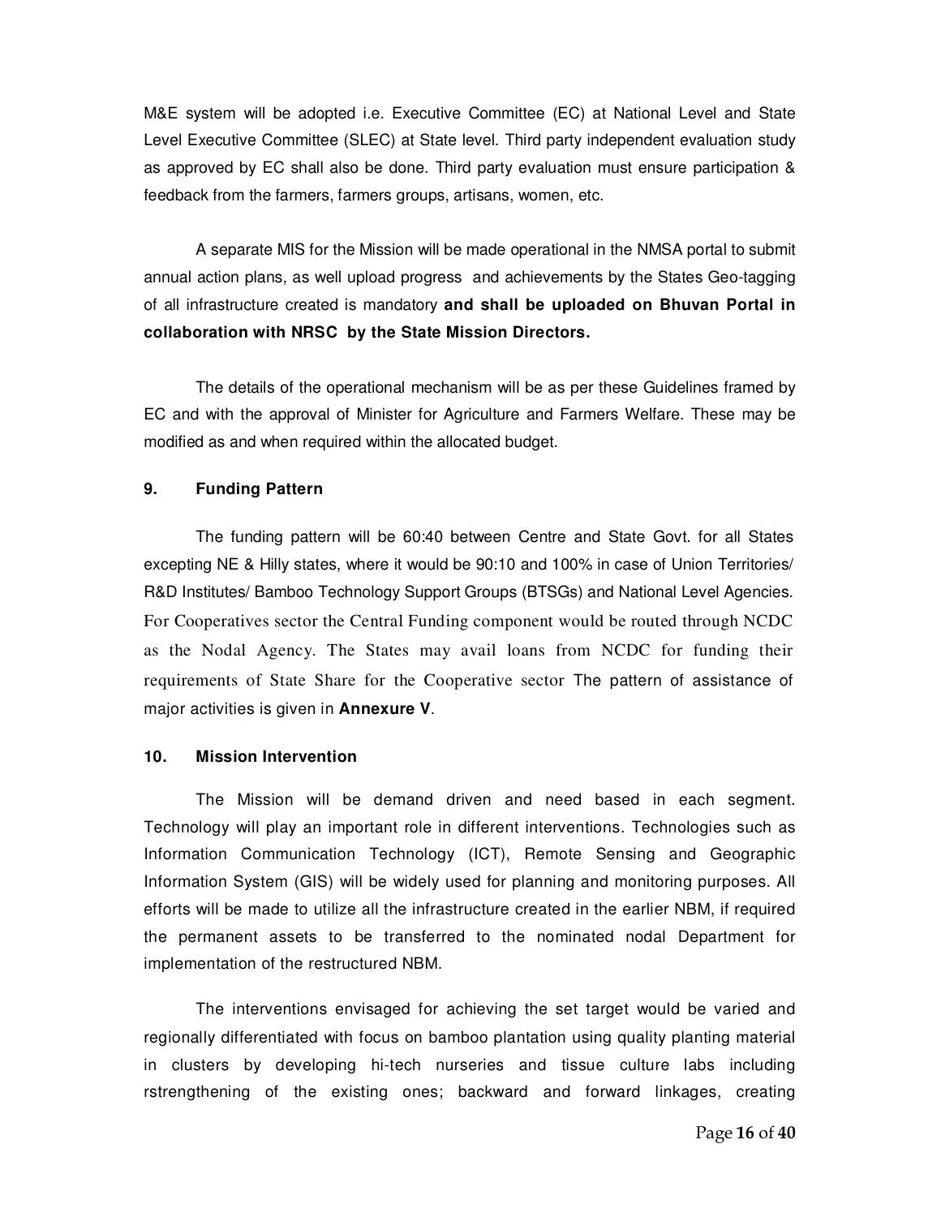M&E system will be adopted i.e. Executive Committee (EC) at National Level and State Level Executive Committee (SLEC) at State level. Third party independent evaluation study as approved by EC shall also be done. Third party evaluation must ensure participation & feedback from the farmers, farmers groups, artisans, women, etc.

A separate MIS for the Mission will be made operational in the NMSA portal to submit annual action plans, as well upload progress and achievements by the States Geo-tagging of all infrastructure created is mandatory **and shall be uploaded on Bhuvan Portal in collaboration with NRSC by the State Mission Directors.**

The details of the operational mechanism will be as per these Guidelines framed by EC and with the approval of Minister for Agriculture and Farmers Welfare. These may be modified as and when required within the allocated budget.

### 9. Funding Pattern

The funding pattern will be 60:40 between Centre and State Govt. for all States excepting NE & Hilly states, where it would be 90:10 and 100% in case of Union Territories/ R&D Institutes/ Bamboo Technology Support Groups (BTSGs) and National Level Agencies. For Cooperatives sector the Central Funding component would be routed through NCDC as the Nodal Agency. The States may avail loans from NCDC for funding their requirements of State Share for the Cooperative sector The pattern of assistance of major activities is given in **Annexure V**.

### 10. Mission Intervention

The Mission will be demand driven and need based in each segment. Technology will play an important role in different interventions. Technologies such as Information Communication Technology (ICT), Remote Sensing and Geographic Information System (GIS) will be widely used for planning and monitoring purposes. All efforts will be made to utilize all the infrastructure created in the earlier NBM, if required the permanent assets to be transferred to the nominated nodal Department for implementation of the restructured NBM.

The interventions envisaged for achieving the set target would be varied and regionally differentiated with focus on bamboo plantation using quality planting material in clusters by developing hi-tech nurseries and tissue culture labs including rstrengthening of the existing ones; backward and forward linkages, creating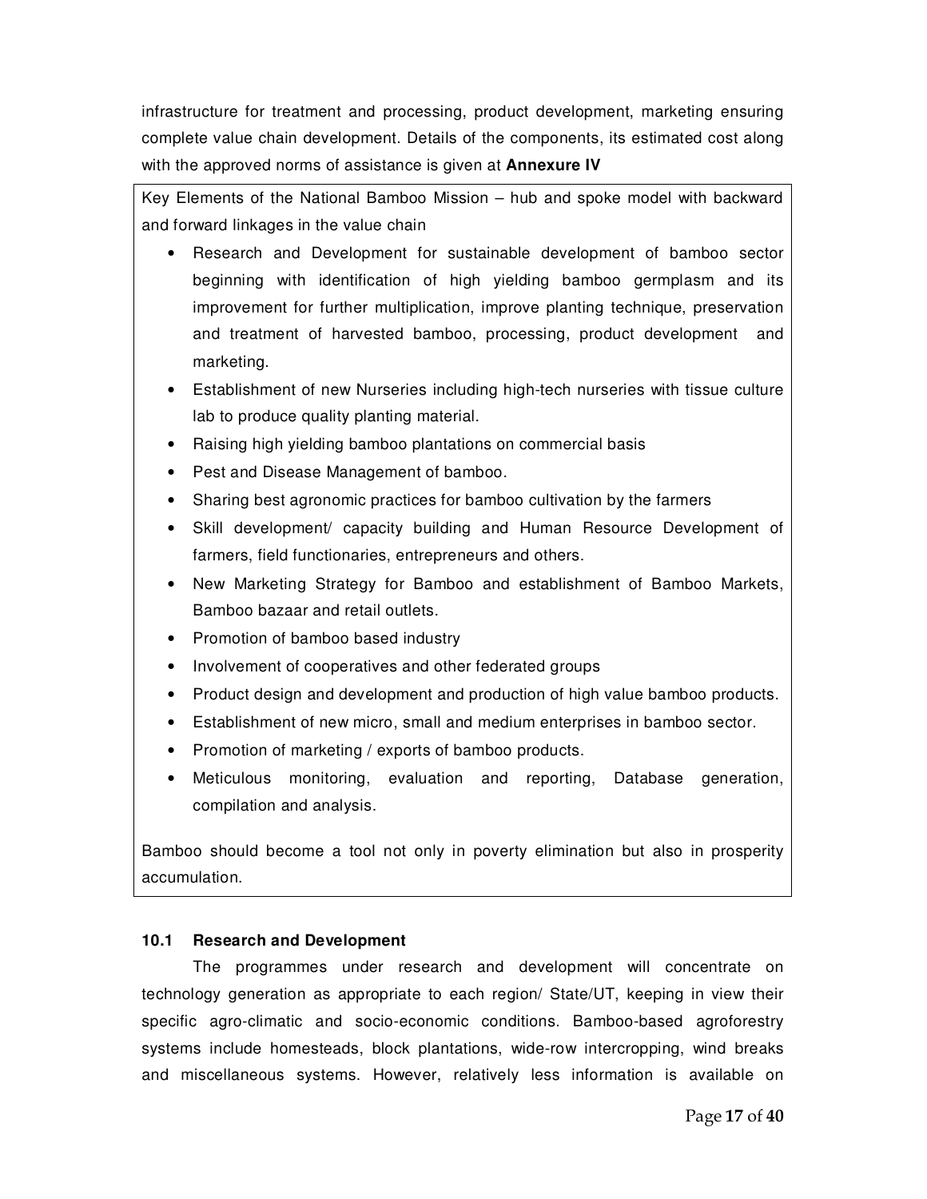infrastructure for treatment and processing, product development, marketing ensuring complete value chain development. Details of the components, its estimated cost along with the approved norms of assistance is given at **Annexure IV**

Key Elements of the National Bamboo Mission – hub and spoke model with backward and forward linkages in the value chain

- Research and Development for sustainable development of bamboo sector beginning with identification of high yielding bamboo germplasm and its improvement for further multiplication, improve planting technique, preservation and treatment of harvested bamboo, processing, product development and marketing.
- Establishment of new Nurseries including high-tech nurseries with tissue culture lab to produce quality planting material.
- Raising high yielding bamboo plantations on commercial basis
- Pest and Disease Management of bamboo.
- Sharing best agronomic practices for bamboo cultivation by the farmers
- Skill development/ capacity building and Human Resource Development of farmers, field functionaries, entrepreneurs and others.
- New Marketing Strategy for Bamboo and establishment of Bamboo Markets, Bamboo bazaar and retail outlets.
- Promotion of bamboo based industry
- Involvement of cooperatives and other federated groups
- Product design and development and production of high value bamboo products.
- Establishment of new micro, small and medium enterprises in bamboo sector.
- Promotion of marketing / exports of bamboo products.
- Meticulous monitoring, evaluation and reporting, Database generation, compilation and analysis.

Bamboo should become a tool not only in poverty elimination but also in prosperity accumulation.

### 10.1 Research and Development

The programmes under research and development will concentrate on technology generation as appropriate to each region/ State/UT, keeping in view their specific agro-climatic and socio-economic conditions. Bamboo-based agroforestry systems include homesteads, block plantations, wide-row intercropping, wind breaks and miscellaneous systems. However, relatively less information is available on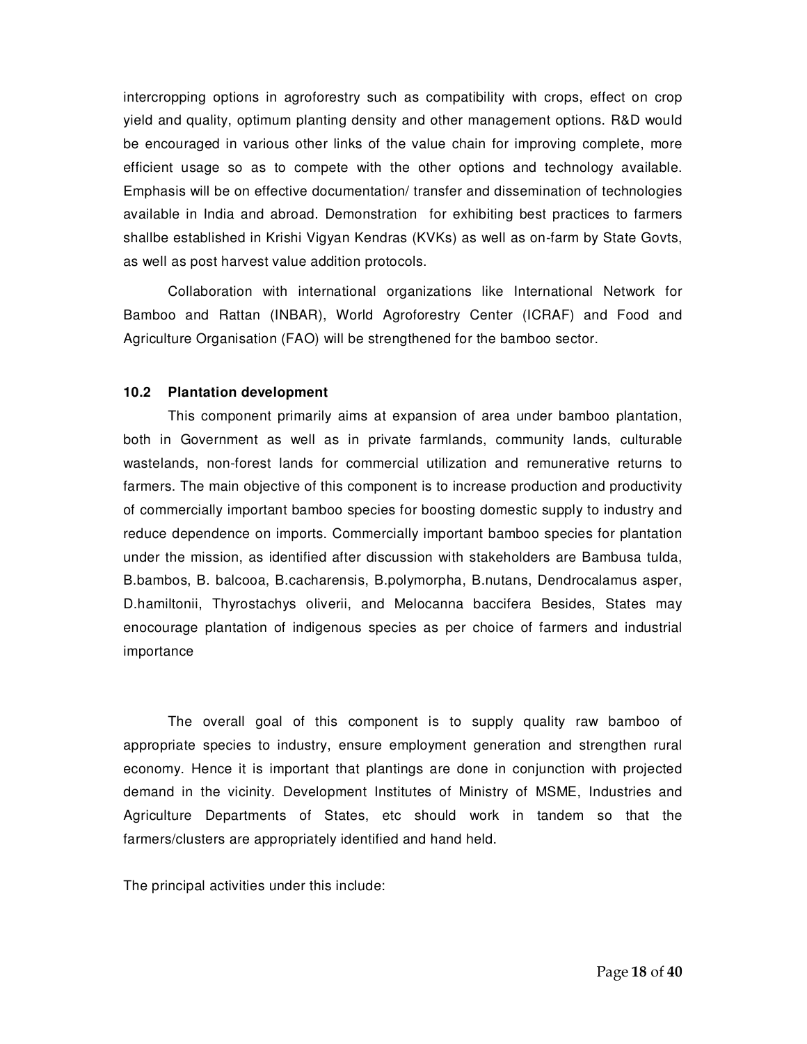intercropping options in agroforestry such as compatibility with crops, effect on crop yield and quality, optimum planting density and other management options. R&D would be encouraged in various other links of the value chain for improving complete, more efficient usage so as to compete with the other options and technology available. Emphasis will be on effective documentation/ transfer and dissemination of technologies available in India and abroad. Demonstration for exhibiting best practices to farmers shallbe established in Krishi Vigyan Kendras (KVKs) as well as on-farm by State Govts, as well as post harvest value addition protocols.

Collaboration with international organizations like International Network for Bamboo and Rattan (INBAR), World Agroforestry Center (ICRAF) and Food and Agriculture Organisation (FAO) will be strengthened for the bamboo sector.

### 10.2 Plantation development

This component primarily aims at expansion of area under bamboo plantation, both in Government as well as in private farmlands, community lands, culturable wastelands, non-forest lands for commercial utilization and remunerative returns to farmers. The main objective of this component is to increase production and productivity of commercially important bamboo species for boosting domestic supply to industry and reduce dependence on imports. Commercially important bamboo species for plantation under the mission, as identified after discussion with stakeholders are Bambusa tulda, B.bambos, B. balcooa, B.cacharensis, B.polymorpha, B.nutans, Dendrocalamus asper, D.hamiltonii, Thyrostachys oliverii, and Melocanna baccifera Besides, States may enocourage plantation of indigenous species as per choice of farmers and industrial importance

The overall goal of this component is to supply quality raw bamboo of appropriate species to industry, ensure employment generation and strengthen rural economy. Hence it is important that plantings are done in conjunction with projected demand in the vicinity. Development Institutes of Ministry of MSME, Industries and Agriculture Departments of States, etc should work in tandem so that the farmers/clusters are appropriately identified and hand held.

The principal activities under this include: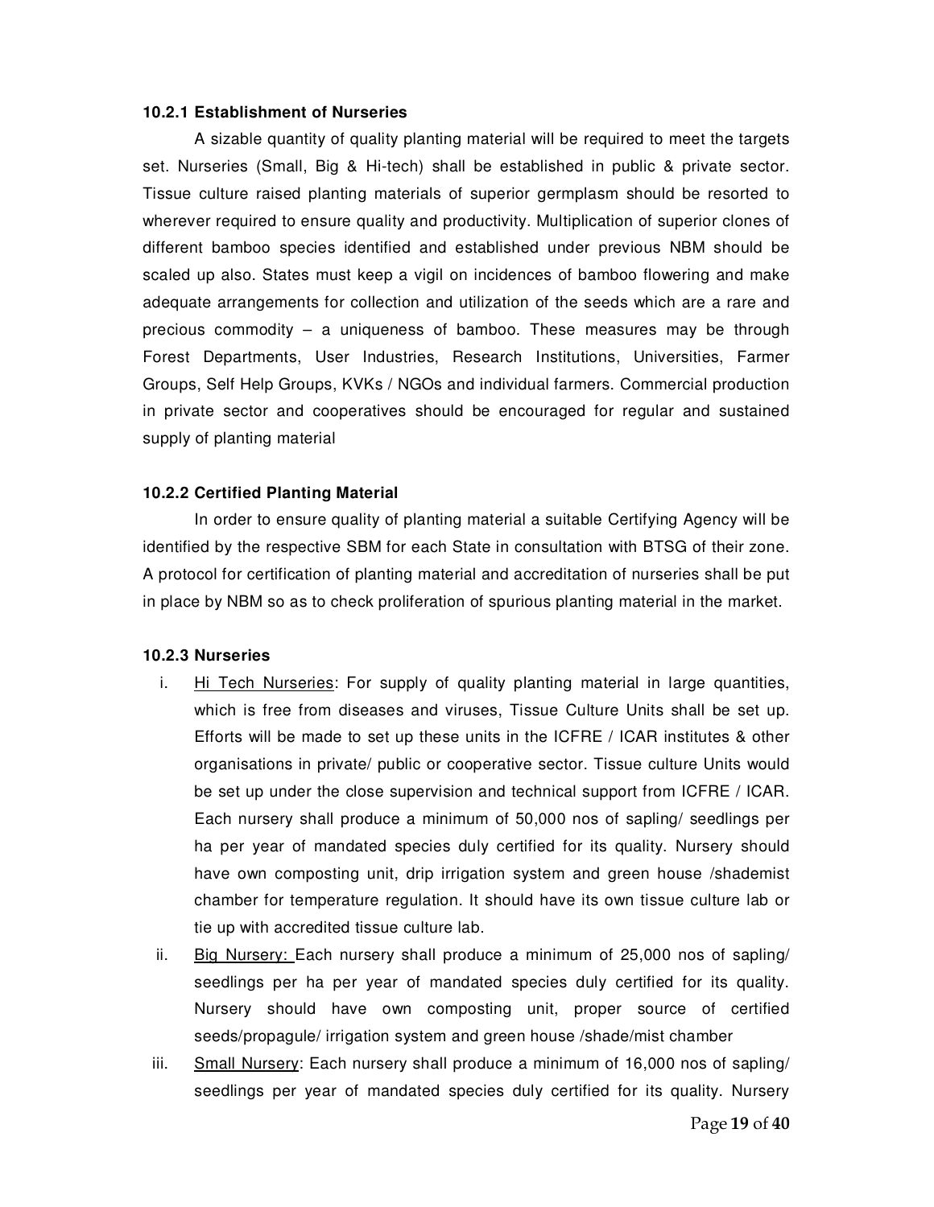#### 10.2.1 Establishment of Nurseries

A sizable quantity of quality planting material will be required to meet the targets set. Nurseries (Small, Big & Hi-tech) shall be established in public & private sector. Tissue culture raised planting materials of superior germplasm should be resorted to wherever required to ensure quality and productivity. Multiplication of superior clones of different bamboo species identified and established under previous NBM should be scaled up also. States must keep a vigil on incidences of bamboo flowering and make adequate arrangements for collection and utilization of the seeds which are a rare and precious commodity – a uniqueness of bamboo. These measures may be through Forest Departments, User Industries, Research Institutions, Universities, Farmer Groups, Self Help Groups, KVKs / NGOs and individual farmers. Commercial production in private sector and cooperatives should be encouraged for regular and sustained supply of planting material

#### 10.2.2 Certified Planting Material

In order to ensure quality of planting material a suitable Certifying Agency will be identified by the respective SBM for each State in consultation with BTSG of their zone. A protocol for certification of planting material and accreditation of nurseries shall be put in place by NBM so as to check proliferation of spurious planting material in the market.

#### 10.2.3 Nurseries

i. Hi Tech Nurseries: For supply of quality planting material in large quantities, which is free from diseases and viruses, Tissue Culture Units shall be set up. Efforts will be made to set up these units in the ICFRE / ICAR institutes & other organisations in private/ public or cooperative sector. Tissue culture Units would be set up under the close supervision and technical support from ICFRE / ICAR. Each nursery shall produce a minimum of 50,000 nos of sapling/ seedlings per ha per year of mandated species duly certified for its quality. Nursery should have own composting unit, drip irrigation system and green house /shademist chamber for temperature regulation. It should have its own tissue culture lab or tie up with accredited tissue culture lab.

ii. Big Nursery: Each nursery shall produce a minimum of 25,000 nos of sapling/ seedlings per ha per year of mandated species duly certified for its quality. Nursery should have own composting unit, proper source of certified seeds/propagule/ irrigation system and green house /shade/mist chamber

iii. Small Nursery: Each nursery shall produce a minimum of 16,000 nos of sapling/ seedlings per year of mandated species duly certified for its quality. Nursery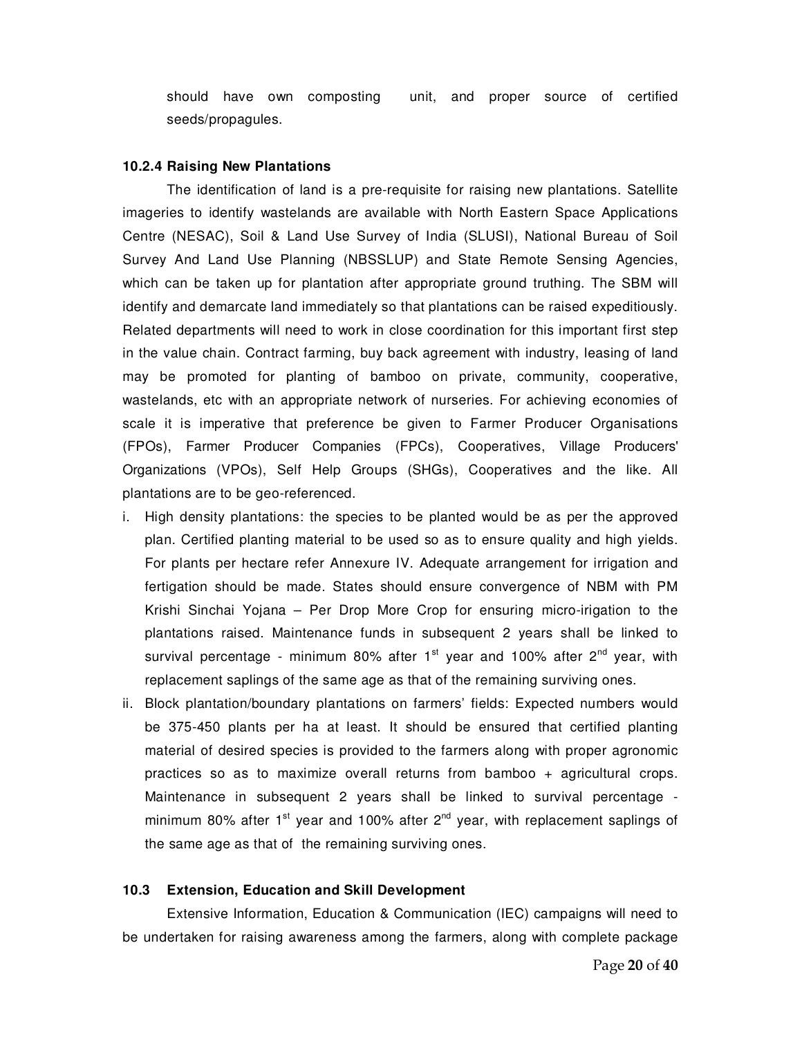should have own composting unit, and proper source of certified seeds/propagules.

### 10.2.4 Raising New Plantations

The identification of land is a pre-requisite for raising new plantations. Satellite imageries to identify wastelands are available with North Eastern Space Applications Centre (NESAC), Soil & Land Use Survey of India (SLUSI), National Bureau of Soil Survey And Land Use Planning (NBSSLUP) and State Remote Sensing Agencies, which can be taken up for plantation after appropriate ground truthing. The SBM will identify and demarcate land immediately so that plantations can be raised expeditiously. Related departments will need to work in close coordination for this important first step in the value chain. Contract farming, buy back agreement with industry, leasing of land may be promoted for planting of bamboo on private, community, cooperative, wastelands, etc with an appropriate network of nurseries. For achieving economies of scale it is imperative that preference be given to Farmer Producer Organisations (FPOs), Farmer Producer Companies (FPCs), Cooperatives, Village Producers' Organizations (VPOs), Self Help Groups (SHGs), Cooperatives and the like. All plantations are to be geo-referenced.

i. High density plantations: the species to be planted would be as per the approved plan. Certified planting material to be used so as to ensure quality and high yields. For plants per hectare refer Annexure IV. Adequate arrangement for irrigation and fertigation should be made. States should ensure convergence of NBM with PM Krishi Sinchai Yojana – Per Drop More Crop for ensuring micro-irigation to the plantations raised. Maintenance funds in subsequent 2 years shall be linked to survival percentage - minimum 80% after 1st year and 100% after 2nd year, with replacement saplings of the same age as that of the remaining surviving ones.
ii. Block plantation/boundary plantations on farmers' fields: Expected numbers would be 375-450 plants per ha at least. It should be ensured that certified planting material of desired species is provided to the farmers along with proper agronomic practices so as to maximize overall returns from bamboo + agricultural crops. Maintenance in subsequent 2 years shall be linked to survival percentage - minimum 80% after 1st year and 100% after 2nd year, with replacement saplings of the same age as that of the remaining surviving ones.

### 10.3 Extension, Education and Skill Development

Extensive Information, Education & Communication (IEC) campaigns will need to be undertaken for raising awareness among the farmers, along with complete package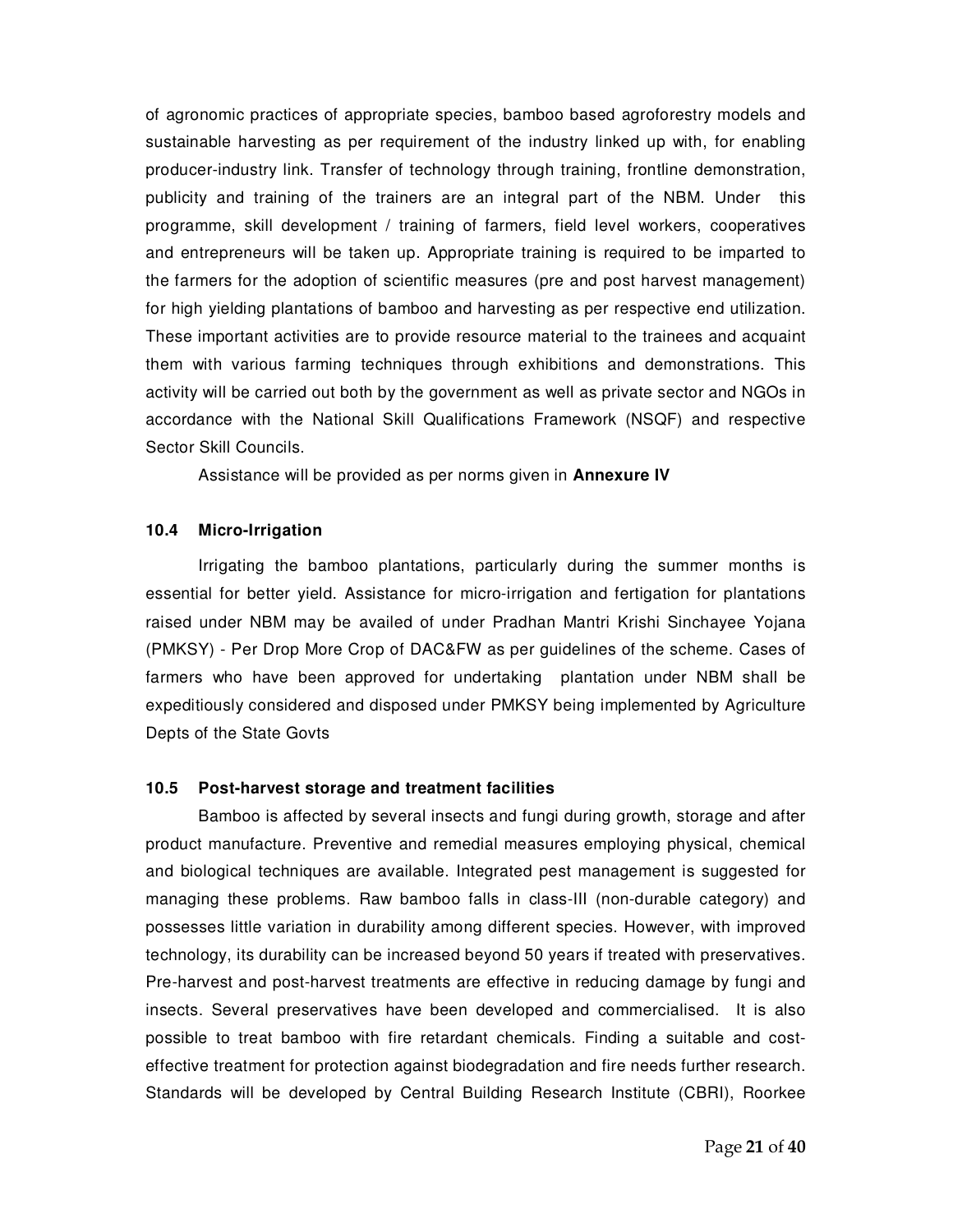of agronomic practices of appropriate species, bamboo based agroforestry models and sustainable harvesting as per requirement of the industry linked up with, for enabling producer-industry link. Transfer of technology through training, frontline demonstration, publicity and training of the trainers are an integral part of the NBM. Under this programme, skill development / training of farmers, field level workers, cooperatives and entrepreneurs will be taken up. Appropriate training is required to be imparted to the farmers for the adoption of scientific measures (pre and post harvest management) for high yielding plantations of bamboo and harvesting as per respective end utilization. These important activities are to provide resource material to the trainees and acquaint them with various farming techniques through exhibitions and demonstrations. This activity will be carried out both by the government as well as private sector and NGOs in accordance with the National Skill Qualifications Framework (NSQF) and respective Sector Skill Councils.

Assistance will be provided as per norms given in **Annexure IV**

### 10.4 Micro-Irrigation

Irrigating the bamboo plantations, particularly during the summer months is essential for better yield. Assistance for micro-irrigation and fertigation for plantations raised under NBM may be availed of under Pradhan Mantri Krishi Sinchayee Yojana (PMKSY) - Per Drop More Crop of DAC&FW as per guidelines of the scheme. Cases of farmers who have been approved for undertaking plantation under NBM shall be expeditiously considered and disposed under PMKSY being implemented by Agriculture Depts of the State Govts

### 10.5 Post-harvest storage and treatment facilities

Bamboo is affected by several insects and fungi during growth, storage and after product manufacture. Preventive and remedial measures employing physical, chemical and biological techniques are available. Integrated pest management is suggested for managing these problems. Raw bamboo falls in class-III (non-durable category) and possesses little variation in durability among different species. However, with improved technology, its durability can be increased beyond 50 years if treated with preservatives. Pre-harvest and post-harvest treatments are effective in reducing damage by fungi and insects. Several preservatives have been developed and commercialised. It is also possible to treat bamboo with fire retardant chemicals. Finding a suitable and cost-effective treatment for protection against biodegradation and fire needs further research. Standards will be developed by Central Building Research Institute (CBRI), Roorkee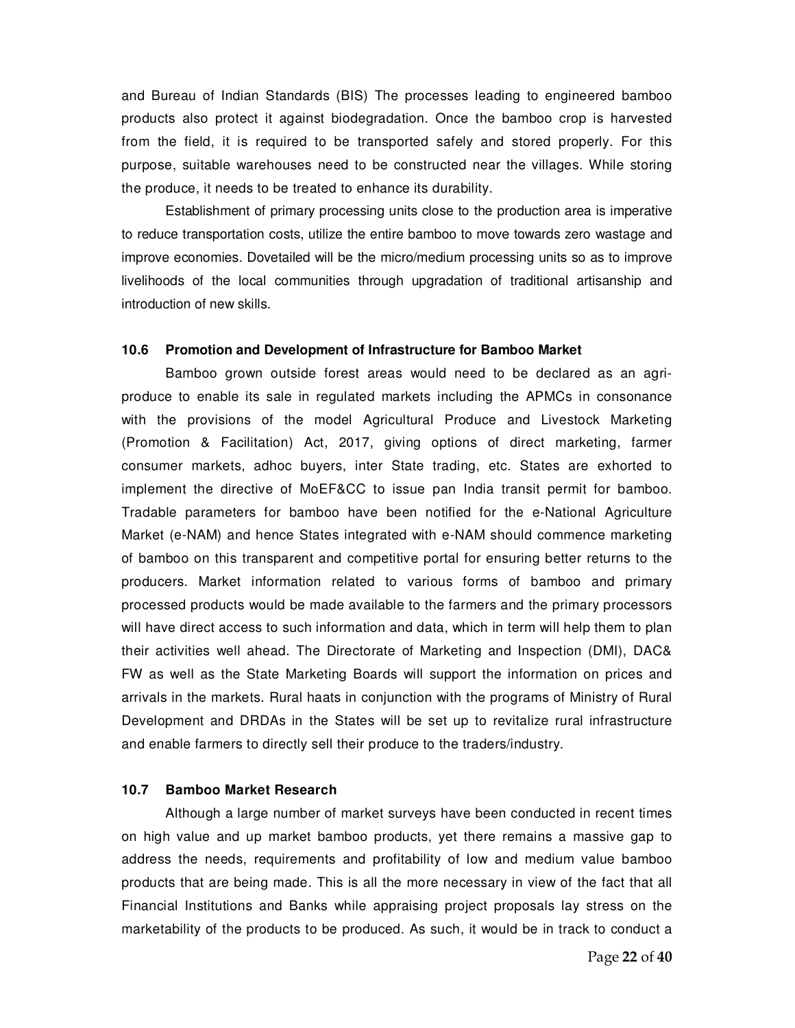and Bureau of Indian Standards (BIS) The processes leading to engineered bamboo products also protect it against biodegradation. Once the bamboo crop is harvested from the field, it is required to be transported safely and stored properly. For this purpose, suitable warehouses need to be constructed near the villages. While storing the produce, it needs to be treated to enhance its durability.

Establishment of primary processing units close to the production area is imperative to reduce transportation costs, utilize the entire bamboo to move towards zero wastage and improve economies. Dovetailed will be the micro/medium processing units so as to improve livelihoods of the local communities through upgradation of traditional artisanship and introduction of new skills.

### 10.6 Promotion and Development of Infrastructure for Bamboo Market

Bamboo grown outside forest areas would need to be declared as an agri-produce to enable its sale in regulated markets including the APMCs in consonance with the provisions of the model Agricultural Produce and Livestock Marketing (Promotion & Facilitation) Act, 2017, giving options of direct marketing, farmer consumer markets, adhoc buyers, inter State trading, etc. States are exhorted to implement the directive of MoEF&CC to issue pan India transit permit for bamboo. Tradable parameters for bamboo have been notified for the e-National Agriculture Market (e-NAM) and hence States integrated with e-NAM should commence marketing of bamboo on this transparent and competitive portal for ensuring better returns to the producers. Market information related to various forms of bamboo and primary processed products would be made available to the farmers and the primary processors will have direct access to such information and data, which in term will help them to plan their activities well ahead. The Directorate of Marketing and Inspection (DMI), DAC& FW as well as the State Marketing Boards will support the information on prices and arrivals in the markets. Rural haats in conjunction with the programs of Ministry of Rural Development and DRDAs in the States will be set up to revitalize rural infrastructure and enable farmers to directly sell their produce to the traders/industry.

### 10.7 Bamboo Market Research

Although a large number of market surveys have been conducted in recent times on high value and up market bamboo products, yet there remains a massive gap to address the needs, requirements and profitability of low and medium value bamboo products that are being made. This is all the more necessary in view of the fact that all Financial Institutions and Banks while appraising project proposals lay stress on the marketability of the products to be produced. As such, it would be in track to conduct a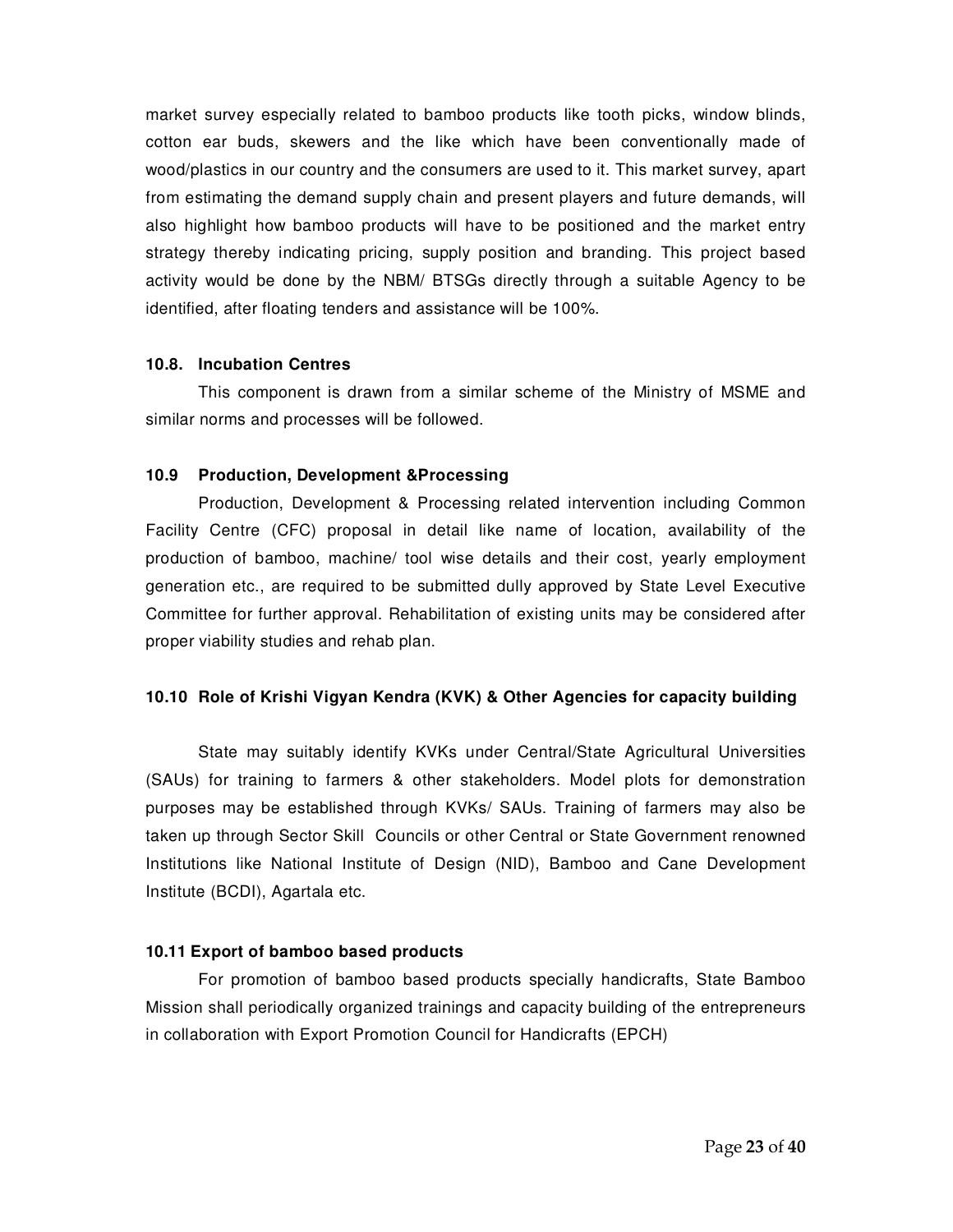market survey especially related to bamboo products like tooth picks, window blinds, cotton ear buds, skewers and the like which have been conventionally made of wood/plastics in our country and the consumers are used to it. This market survey, apart from estimating the demand supply chain and present players and future demands, will also highlight how bamboo products will have to be positioned and the market entry strategy thereby indicating pricing, supply position and branding. This project based activity would be done by the NBM/ BTSGs directly through a suitable Agency to be identified, after floating tenders and assistance will be 100%.

#### 10.8. Incubation Centres

This component is drawn from a similar scheme of the Ministry of MSME and similar norms and processes will be followed.

#### 10.9 Production, Development &Processing

Production, Development & Processing related intervention including Common Facility Centre (CFC) proposal in detail like name of location, availability of the production of bamboo, machine/ tool wise details and their cost, yearly employment generation etc., are required to be submitted dully approved by State Level Executive Committee for further approval. Rehabilitation of existing units may be considered after proper viability studies and rehab plan.

#### 10.10 Role of Krishi Vigyan Kendra (KVK) & Other Agencies for capacity building

State may suitably identify KVKs under Central/State Agricultural Universities (SAUs) for training to farmers & other stakeholders. Model plots for demonstration purposes may be established through KVKs/ SAUs. Training of farmers may also be taken up through Sector Skill Councils or other Central or State Government renowned Institutions like National Institute of Design (NID), Bamboo and Cane Development Institute (BCDI), Agartala etc.

#### 10.11 Export of bamboo based products

For promotion of bamboo based products specially handicrafts, State Bamboo Mission shall periodically organized trainings and capacity building of the entrepreneurs in collaboration with Export Promotion Council for Handicrafts (EPCH)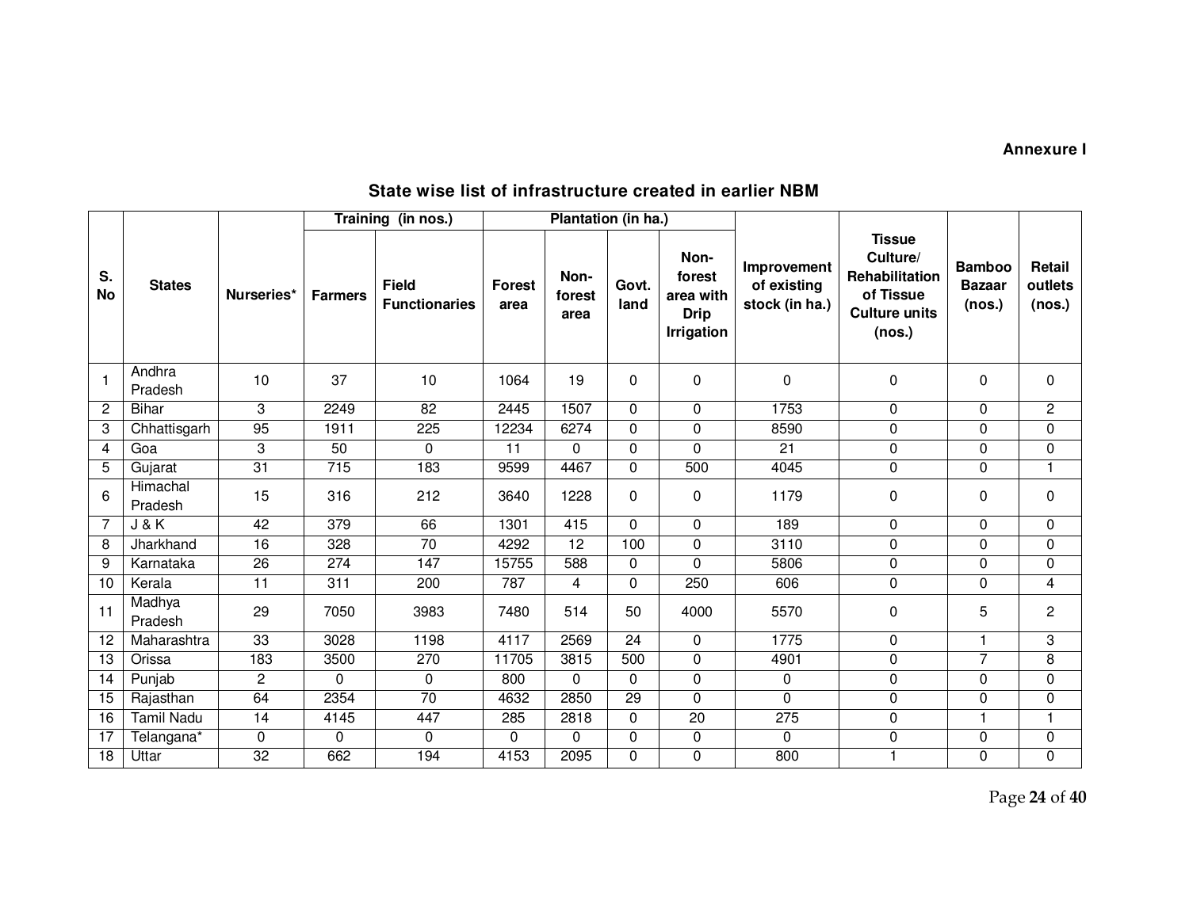**Annexure I**

## State wise list of infrastructure created in earlier NBM

| S. No | States | Nurseries* | Training (in nos.) | | Plantation (in ha.) | | | | Improvement of existing stock (in ha.) | Tissue Culture/ Rehabilitation of Tissue Culture units (nos.) | Bamboo Bazaar (nos.) | Retail outlets (nos.) |
|---|---|---|---|---|---|---|---|---|---|---|---|---|
| | | | Farmers | Field Functionaries | Forest area | Non-forest area | Govt. land | Non-forest area with Drip Irrigation | | | | |
| 1 | Andhra Pradesh | 10 | 37 | 10 | 1064 | 19 | 0 | 0 | 0 | 0 | 0 | 0 |
| 2 | Bihar | 3 | 2249 | 82 | 2445 | 1507 | 0 | 0 | 1753 | 0 | 0 | 2 |
| 3 | Chhattisgarh | 95 | 1911 | 225 | 12234 | 6274 | 0 | 0 | 8590 | 0 | 0 | 0 |
| 4 | Goa | 3 | 50 | 0 | 11 | 0 | 0 | 0 | 21 | 0 | 0 | 0 |
| 5 | Gujarat | 31 | 715 | 183 | 9599 | 4467 | 0 | 500 | 4045 | 0 | 0 | 1 |
| 6 | Himachal Pradesh | 15 | 316 | 212 | 3640 | 1228 | 0 | 0 | 1179 | 0 | 0 | 0 |
| 7 | J & K | 42 | 379 | 66 | 1301 | 415 | 0 | 0 | 189 | 0 | 0 | 0 |
| 8 | Jharkhand | 16 | 328 | 70 | 4292 | 12 | 100 | 0 | 3110 | 0 | 0 | 0 |
| 9 | Karnataka | 26 | 274 | 147 | 15755 | 588 | 0 | 0 | 5806 | 0 | 0 | 0 |
| 10 | Kerala | 11 | 311 | 200 | 787 | 4 | 0 | 250 | 606 | 0 | 0 | 4 |
| 11 | Madhya Pradesh | 29 | 7050 | 3983 | 7480 | 514 | 50 | 4000 | 5570 | 0 | 5 | 2 |
| 12 | Maharashtra | 33 | 3028 | 1198 | 4117 | 2569 | 24 | 0 | 1775 | 0 | 1 | 3 |
| 13 | Orissa | 183 | 3500 | 270 | 11705 | 3815 | 500 | 0 | 4901 | 0 | 7 | 8 |
| 14 | Punjab | 2 | 0 | 0 | 800 | 0 | 0 | 0 | 0 | 0 | 0 | 0 |
| 15 | Rajasthan | 64 | 2354 | 70 | 4632 | 2850 | 29 | 0 | 0 | 0 | 0 | 0 |
| 16 | Tamil Nadu | 14 | 4145 | 447 | 285 | 2818 | 0 | 20 | 275 | 0 | 1 | 1 |
| 17 | Telangana* | 0 | 0 | 0 | 0 | 0 | 0 | 0 | 0 | 0 | 0 | 0 |
| 18 | Uttar | 32 | 662 | 194 | 4153 | 2095 | 0 | 0 | 800 | 1 | 0 | 0 |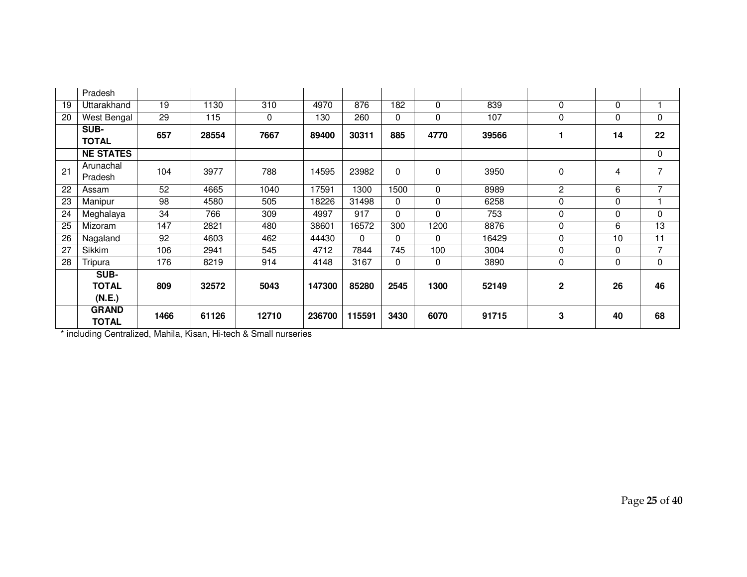|  | Pradesh |  |  |  |  |  |  |  |  |  |  |  |
|---|---|---|---|---|---|---|---|---|---|---|---|---|
| 19 | Uttarakhand | 19 | 1130 | 310 | 4970 | 876 | 182 | 0 | 839 | 0 | 0 | 1 |
| 20 | West Bengal | 29 | 115 | 0 | 130 | 260 | 0 | 0 | 107 | 0 | 0 | 0 |
|  | **SUB-TOTAL** | **657** | **28554** | **7667** | **89400** | **30311** | **885** | **4770** | **39566** | **1** | **14** | **22** |
|  | **NE STATES** |  |  |  |  |  |  |  |  |  |  | 0 |
| 21 | Arunachal Pradesh | 104 | 3977 | 788 | 14595 | 23982 | 0 | 0 | 3950 | 0 | 4 | 7 |
| 22 | Assam | 52 | 4665 | 1040 | 17591 | 1300 | 1500 | 0 | 8989 | 2 | 6 | 7 |
| 23 | Manipur | 98 | 4580 | 505 | 18226 | 31498 | 0 | 0 | 6258 | 0 | 0 | 1 |
| 24 | Meghalaya | 34 | 766 | 309 | 4997 | 917 | 0 | 0 | 753 | 0 | 0 | 0 |
| 25 | Mizoram | 147 | 2821 | 480 | 38601 | 16572 | 300 | 1200 | 8876 | 0 | 6 | 13 |
| 26 | Nagaland | 92 | 4603 | 462 | 44430 | 0 | 0 | 0 | 16429 | 0 | 10 | 11 |
| 27 | Sikkim | 106 | 2941 | 545 | 4712 | 7844 | 745 | 100 | 3004 | 0 | 0 | 7 |
| 28 | Tripura | 176 | 8219 | 914 | 4148 | 3167 | 0 | 0 | 3890 | 0 | 0 | 0 |
|  | **SUB-TOTAL (N.E.)** | **809** | **32572** | **5043** | **147300** | **85280** | **2545** | **1300** | **52149** | **2** | **26** | **46** |
|  | **GRAND TOTAL** | **1466** | **61126** | **12710** | **236700** | **115591** | **3430** | **6070** | **91715** | **3** | **40** | **68** |

* including Centralized, Mahila, Kisan, Hi-tech & Small nurseries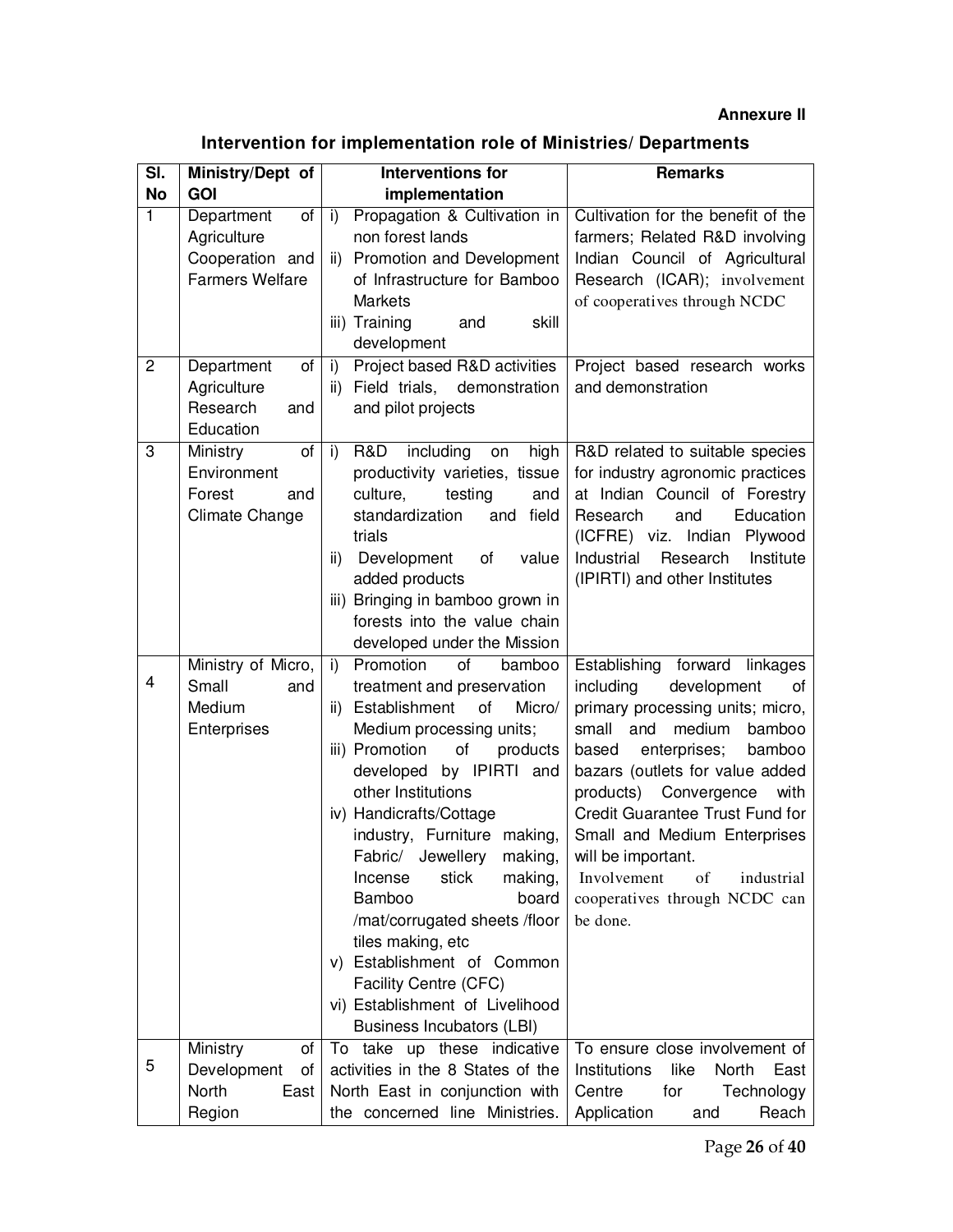**Annexure II**

## Intervention for implementation role of Ministries/ Departments

| Sl. No | Ministry/Dept of GOI | Interventions for implementation | Remarks |
|---|---|---|---|
| 1 | Department of Agriculture Cooperation and Farmers Welfare | i) Propagation & Cultivation in non forest lands<br>ii) Promotion and Development of Infrastructure for Bamboo Markets<br>iii) Training and skill development | Cultivation for the benefit of the farmers; Related R&D involving Indian Council of Agricultural Research (ICAR); involvement of cooperatives through NCDC |
| 2 | Department of Agriculture Research and Education | i) Project based R&D activities<br>ii) Field trials, demonstration and pilot projects | Project based research works and demonstration |
| 3 | Ministry of Environment Forest and Climate Change | i) R&D including on high productivity varieties, tissue culture, testing and standardization and field trials<br>ii) Development of value added products<br>iii) Bringing in bamboo grown in forests into the value chain developed under the Mission | R&D related to suitable species for industry agronomic practices at Indian Council of Forestry Research and Education (ICFRE) viz. Indian Plywood Industrial Research Institute (IPIRTI) and other Institutes |
| 4 | Ministry of Micro, Small and Medium Enterprises | i) Promotion of bamboo treatment and preservation<br>ii) Establishment of Micro/ Medium processing units;<br>iii) Promotion of products developed by IPIRTI and other Institutions<br>iv) Handicrafts/Cottage industry, Furniture making, Fabric/ Jewellery making, Incense stick making, Bamboo board /mat/corrugated sheets /floor tiles making, etc<br>v) Establishment of Common Facility Centre (CFC)<br>vi) Establishment of Livelihood Business Incubators (LBI) | Establishing forward linkages including development of primary processing units; micro, small and medium bamboo based enterprises; bamboo bazars (outlets for value added products) Convergence with Credit Guarantee Trust Fund for Small and Medium Enterprises will be important.<br>Involvement of industrial cooperatives through NCDC can be done. |
| 5 | Ministry of Development of North East Region | To take up these indicative activities in the 8 States of the North East in conjunction with the concerned line Ministries. | To ensure close involvement of Institutions like North East Centre for Technology Application and Reach |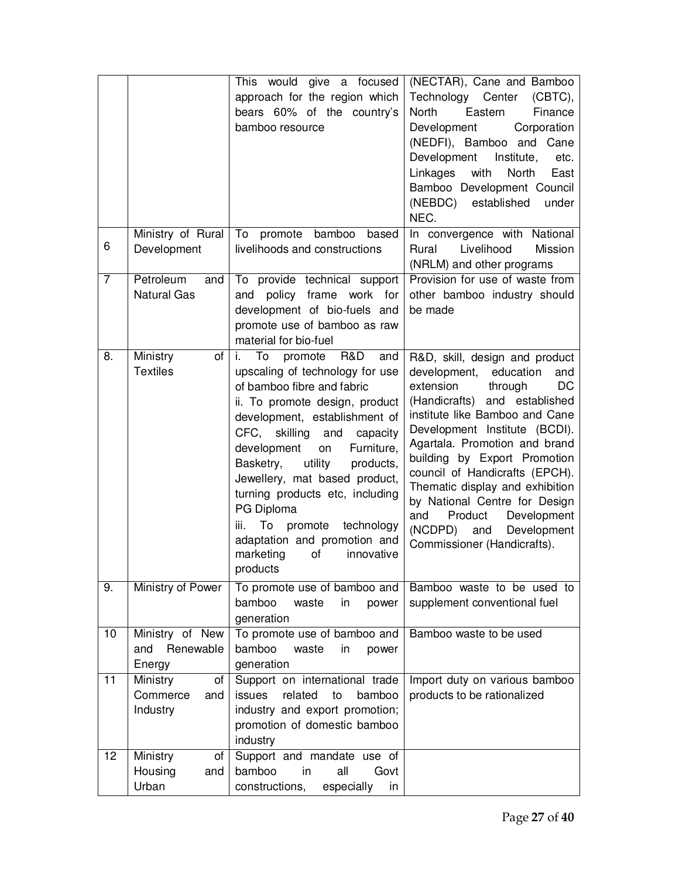| | | | |
|---|---|---|---|
| | | This would give a focused approach for the region which bears 60% of the country's bamboo resource | (NECTAR), Cane and Bamboo Technology Center (CBTC), North Eastern Finance Development Corporation (NEDFI), Bamboo and Cane Development Institute, etc. Linkages with North East Bamboo Development Council (NEBDC) established under NEC. |
| 6 | Ministry of Rural Development | To promote bamboo based livelihoods and constructions | In convergence with National Rural Livelihood Mission (NRLM) and other programs |
| 7 | Petroleum and Natural Gas | To provide technical support and policy frame work for development of bio-fuels and promote use of bamboo as raw material for bio-fuel | Provision for use of waste from other bamboo industry should be made |
| 8. | Ministry of Textiles | i. To promote R&D and upscaling of technology for use of bamboo fibre and fabric<br>ii. To promote design, product development, establishment of CFC, skilling and capacity development on Furniture, Basketry, utility products, Jewellery, mat based product, turning products etc, including PG Diploma<br>iii. To promote technology adaptation and promotion and marketing of innovative products | R&D, skill, design and product development, education and extension through DC (Handicrafts) and established institute like Bamboo and Cane Development Institute (BCDI). Agartala. Promotion and brand building by Export Promotion council of Handicrafts (EPCH). Thematic display and exhibition by National Centre for Design and Product Development (NCDPD) and Development Commissioner (Handicrafts). |
| 9. | Ministry of Power | To promote use of bamboo and bamboo waste in power generation | Bamboo waste to be used to supplement conventional fuel |
| 10 | Ministry of New and Renewable Energy | To promote use of bamboo and bamboo waste in power generation | Bamboo waste to be used |
| 11 | Ministry of Commerce and Industry | Support on international trade issues related to bamboo industry and export promotion; promotion of domestic bamboo industry | Import duty on various bamboo products to be rationalized |
| 12 | Ministry of Housing and Urban | Support and mandate use of bamboo in all Govt constructions, especially in | |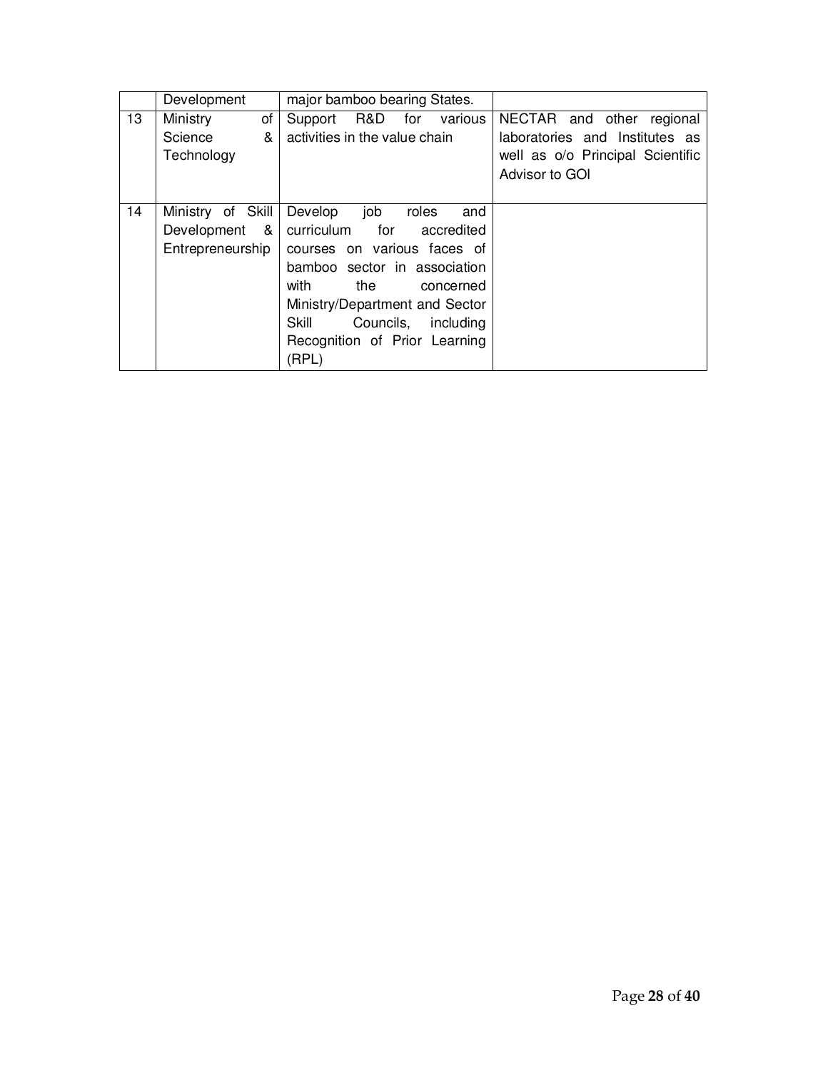|  | Development | major bamboo bearing States. |  |
|---|---|---|---|
| 13 | Ministry of Science & Technology | Support R&D for various activities in the value chain | NECTAR and other regional laboratories and Institutes as well as o/o Principal Scientific Advisor to GOI |
| 14 | Ministry of Skill Development & Entrepreneurship | Develop job roles and curriculum for accredited courses on various faces of bamboo sector in association with the concerned Ministry/Department and Sector Skill Councils, including Recognition of Prior Learning (RPL) |  |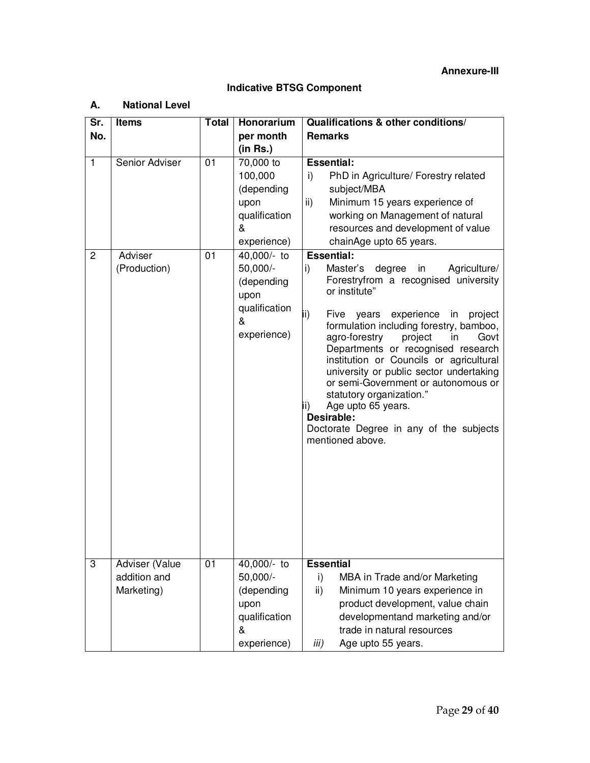**Annexure-III**

**Indicative BTSG Component**

**A. National Level**

| Sr. No. | Items | Total | Honorarium per month (in Rs.) | Qualifications & other conditions/ Remarks |
|---|---|---|---|---|
| 1 | Senior Adviser | 01 | 70,000 to 100,000 (depending upon qualification & experience) | **Essential:**<br>i) PhD in Agriculture/ Forestry related subject/MBA<br>ii) Minimum 15 years experience of working on Management of natural resources and development of value chainAge upto 65 years. |
| 2 | Adviser (Production) | 01 | 40,000/- to 50,000/- (depending upon qualification & experience) | **Essential:**<br>i) Master's degree in Agriculture/ Forestryfrom a recognised university or institute"<br>ii) Five years experience in project formulation including forestry, bamboo, agro-forestry project in Govt Departments or recognised research institution or Councils or agricultural university or public sector undertaking or semi-Government or autonomous or statutory organization."<br>ii) Age upto 65 years.<br>**Desirable:**<br>Doctorate Degree in any of the subjects mentioned above. |
| 3 | Adviser (Value addition and Marketing) | 01 | 40,000/- to 50,000/- (depending upon qualification & experience) | **Essential**<br>i) MBA in Trade and/or Marketing<br>ii) Minimum 10 years experience in product development, value chain developmentand marketing and/or trade in natural resources<br>*iii)* Age upto 55 years. |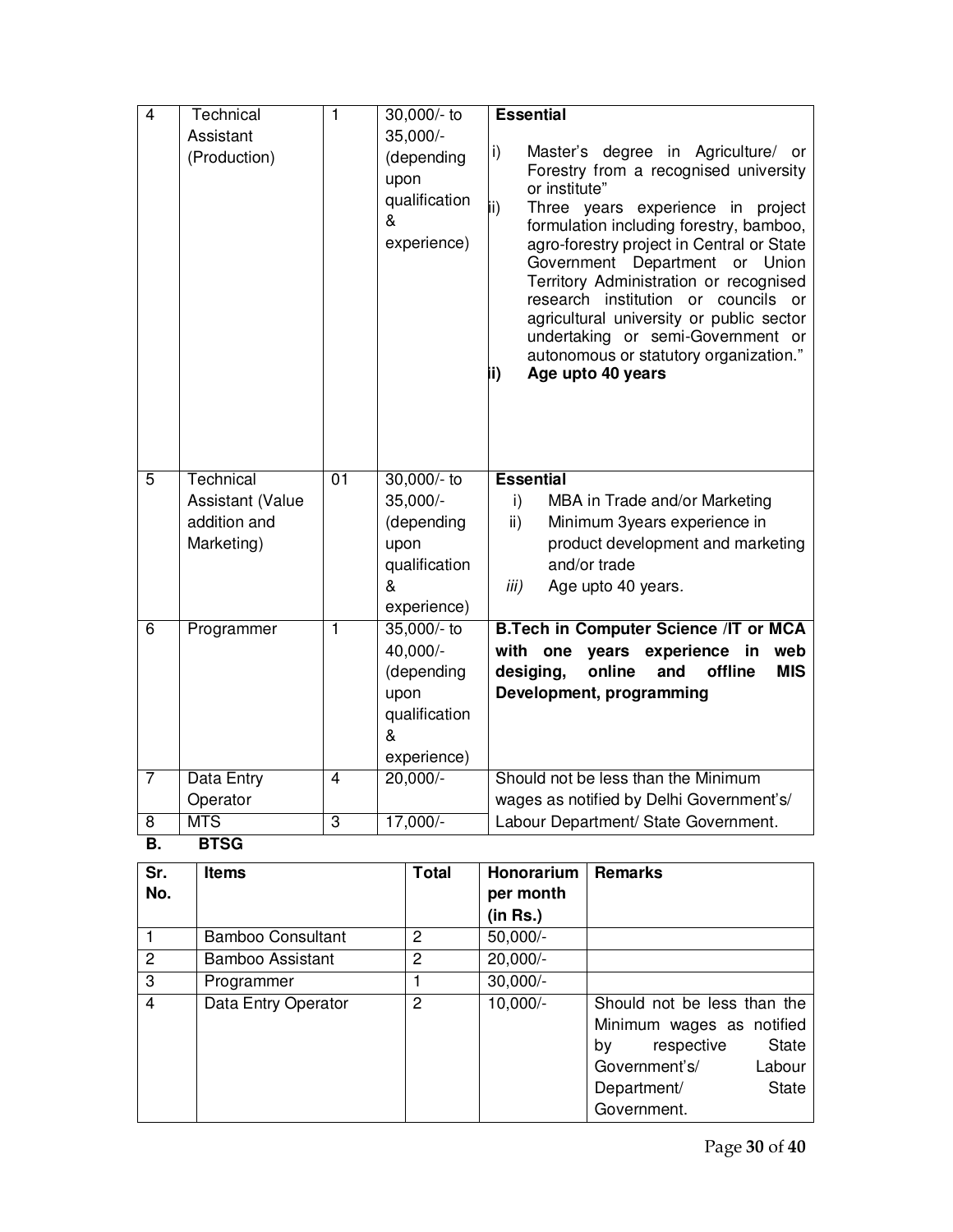| 4 | Technical Assistant (Production) | 1 | 30,000/- to 35,000/- (depending upon qualification & experience) | **Essential**<br>i) Master's degree in Agriculture/ or Forestry from a recognised university or institute"<br>ii) Three years experience in project formulation including forestry, bamboo, agro-forestry project in Central or State Government Department or Union Territory Administration or recognised research institution or councils or agricultural university or public sector undertaking or semi-Government or autonomous or statutory organization."<br>**ii) Age upto 40 years** |
|---|---|---|---|---|
| 5 | Technical Assistant (Value addition and Marketing) | 01 | 30,000/- to 35,000/- (depending upon qualification & experience) | **Essential**<br>i) MBA in Trade and/or Marketing<br>ii) Minimum 3years experience in product development and marketing and/or trade<br>*iii)* Age upto 40 years. |
| 6 | Programmer | 1 | 35,000/- to 40,000/- (depending upon qualification & experience) | **B.Tech in Computer Science /IT or MCA with one years experience in web desiging, online and offline MIS Development, programming** |
| 7 | Data Entry Operator | 4 | 20,000/- | Should not be less than the Minimum wages as notified by Delhi Government's/ Labour Department/ State Government. |
| 8 | MTS | 3 | 17,000/- | |

**B. BTSG**

| Sr. No. | Items | Total | Honorarium per month (in Rs.) | Remarks |
|---|---|---|---|---|
| 1 | Bamboo Consultant | 2 | 50,000/- | |
| 2 | Bamboo Assistant | 2 | 20,000/- | |
| 3 | Programmer | 1 | 30,000/- | |
| 4 | Data Entry Operator | 2 | 10,000/- | Should not be less than the Minimum wages as notified by respective State Government's/ Labour Department/ State Government. |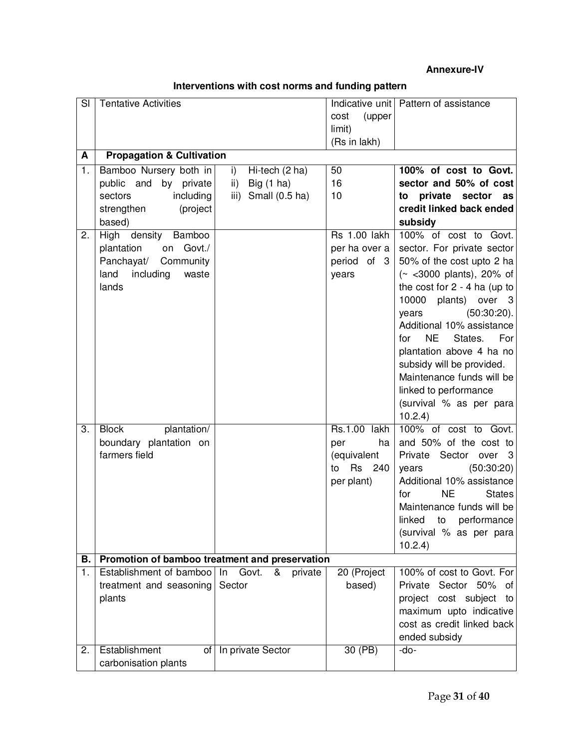**Annexure-IV**

**Interventions with cost norms and funding pattern**

| Sl | Tentative Activities | | Indicative unit cost (upper limit) (Rs in lakh) | Pattern of assistance |
|---|---|---|---|---|
| **A** | **Propagation & Cultivation** | | | |
| 1. | Bamboo Nursery both in public and by private sectors including strengthen (project based) | i) Hi-tech (2 ha)<br>ii) Big (1 ha)<br>iii) Small (0.5 ha) | 50<br>16<br>10 | **100% of cost to Govt. sector and 50% of cost to private sector as credit linked back ended subsidy** |
| 2. | High density Bamboo plantation on Govt./ Panchayat/ Community land including waste lands | | Rs 1.00 lakh per ha over a period of 3 years | 100% of cost to Govt. sector. For private sector 50% of the cost upto 2 ha (~ <3000 plants), 20% of the cost for 2 - 4 ha (up to 10000 plants) over 3 years (50:30:20). Additional 10% assistance for NE States. For plantation above 4 ha no subsidy will be provided. Maintenance funds will be linked to performance (survival % as per para 10.2.4) |
| 3. | Block plantation/ boundary plantation on farmers field | | Rs.1.00 lakh per ha (equivalent to Rs 240 per plant) | 100% of cost to Govt. and 50% of the cost to Private Sector over 3 years (50:30:20) Additional 10% assistance for NE States Maintenance funds will be linked to performance (survival % as per para 10.2.4) |
| **B.** | **Promotion of bamboo treatment and preservation** | | | |
| 1. | Establishment of bamboo treatment and seasoning plants | In Govt. & private Sector | 20 (Project based) | 100% of cost to Govt. For Private Sector 50% of project cost subject to maximum upto indicative cost as credit linked back ended subsidy |
| 2. | Establishment of carbonisation plants | In private Sector | 30 (PB) | -do- |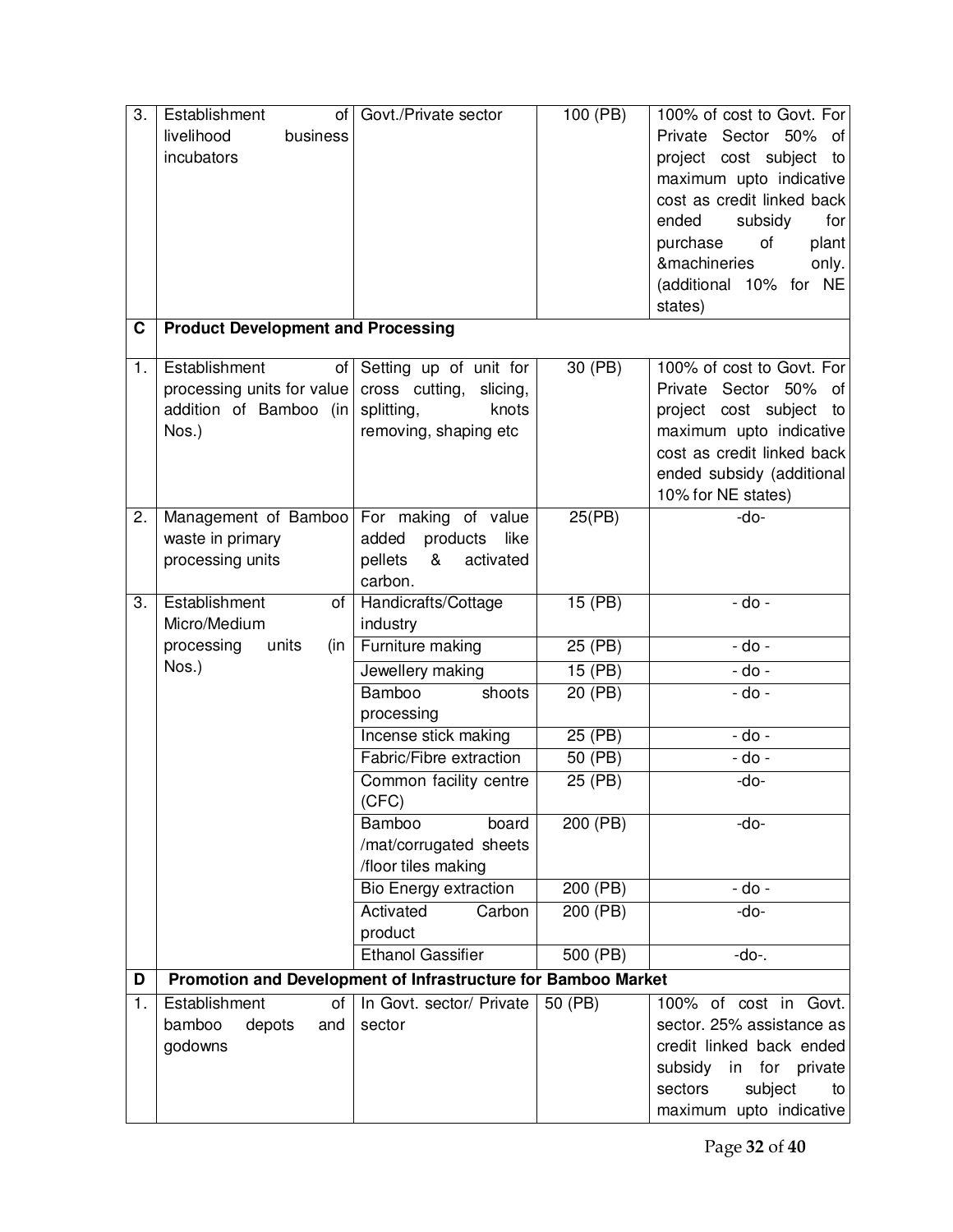| 3. | Establishment of livelihood business incubators | Govt./Private sector | 100 (PB) | 100% of cost to Govt. For Private Sector 50% of project cost subject to maximum upto indicative cost as credit linked back ended subsidy for purchase of plant &machineries only. (additional 10% for NE states) |
|---|---|---|---|---|
| **C** | **Product Development and Processing** | | | |
| 1. | Establishment of processing units for value addition of Bamboo (in Nos.) | Setting up of unit for cross cutting, slicing, splitting, knots removing, shaping etc | 30 (PB) | 100% of cost to Govt. For Private Sector 50% of project cost subject to maximum upto indicative cost as credit linked back ended subsidy (additional 10% for NE states) |
| 2. | Management of Bamboo waste in primary processing units | For making of value added products like pellets & activated carbon. | 25(PB) | -do- |
| 3. | Establishment of Micro/Medium processing units (in Nos.) | Handicrafts/Cottage industry | 15 (PB) | - do - |
| | | Furniture making | 25 (PB) | - do - |
| | | Jewellery making | 15 (PB) | - do - |
| | | Bamboo shoots processing | 20 (PB) | - do - |
| | | Incense stick making | 25 (PB) | - do - |
| | | Fabric/Fibre extraction | 50 (PB) | - do - |
| | | Common facility centre (CFC) | 25 (PB) | -do- |
| | | Bamboo board /mat/corrugated sheets /floor tiles making | 200 (PB) | -do- |
| | | Bio Energy extraction | 200 (PB) | - do - |
| | | Activated Carbon product | 200 (PB) | -do- |
| | | Ethanol Gassifier | 500 (PB) | -do-. |
| **D** | **Promotion and Development of Infrastructure for Bamboo Market** | | | |
| 1. | Establishment of bamboo depots and godowns | In Govt. sector/ Private sector | 50 (PB) | 100% of cost in Govt. sector. 25% assistance as credit linked back ended subsidy in for private sectors subject to maximum upto indicative |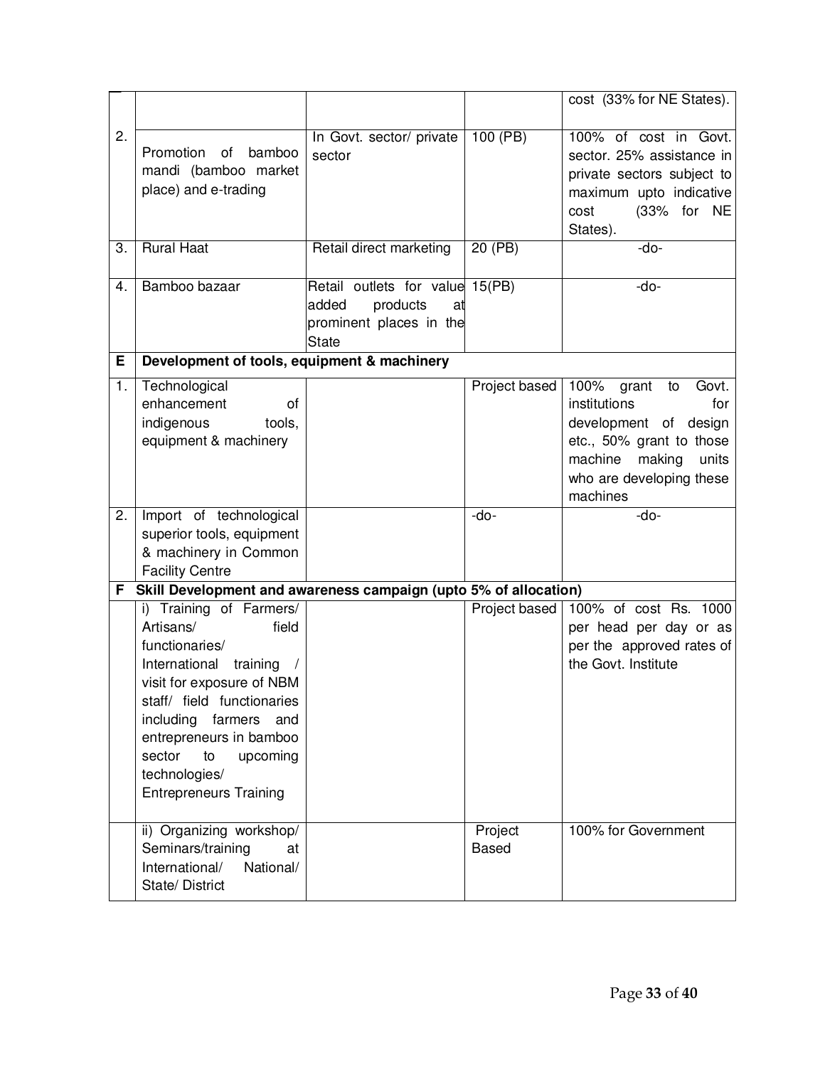| | | | | |
|---|---|---|---|---|
| | | | | cost (33% for NE States). |
| 2. | Promotion of bamboo mandi (bamboo market place) and e-trading | In Govt. sector/ private sector | 100 (PB) | 100% of cost in Govt. sector. 25% assistance in private sectors subject to maximum upto indicative cost (33% for NE States). |
| 3. | Rural Haat | Retail direct marketing | 20 (PB) | -do- |
| 4. | Bamboo bazaar | Retail outlets for value added products at prominent places in the State | 15(PB) | -do- |
| **E** | **Development of tools, equipment & machinery** | | | |
| 1. | Technological enhancement of indigenous tools, equipment & machinery | | Project based | 100% grant to Govt. institutions for development of design etc., 50% grant to those machine making units who are developing these machines |
| 2. | Import of technological superior tools, equipment & machinery in Common Facility Centre | | -do- | -do- |
| **F** | **Skill Development and awareness campaign (upto 5% of allocation)** | | | |
| | i) Training of Farmers/ Artisans/ field functionaries/ International training / visit for exposure of NBM staff/ field functionaries including farmers and entrepreneurs in bamboo sector to upcoming technologies/ Entrepreneurs Training | | Project based | 100% of cost Rs. 1000 per head per day or as per the approved rates of the Govt. Institute |
| | ii) Organizing workshop/ Seminars/training at International/ National/ State/ District | | Project Based | 100% for Government |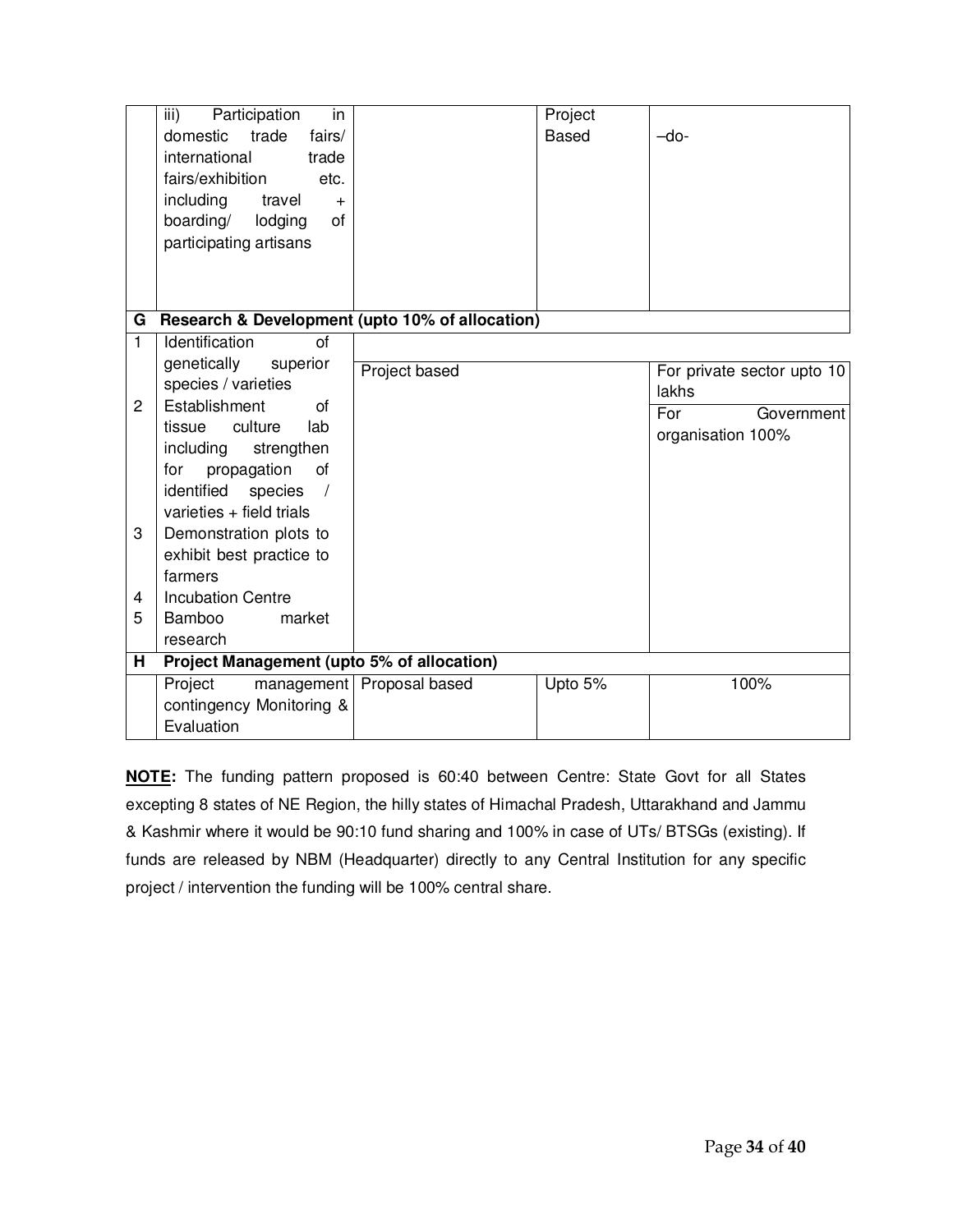|  |  |  |  |  |
|---|---|---|---|---|
|  | iii) Participation in domestic trade fairs/ international trade fairs/exhibition etc. including travel + boarding/ lodging of participating artisans |  | Project Based | –do- |
| **G** | **Research & Development (upto 10% of allocation)** |  |  |  |
| 1 | Identification of genetically superior species / varieties | Project based |  | For private sector upto 10 lakhs |
| 2 | Establishment of tissue culture lab including strengthen for propagation of identified species / varieties + field trials |  |  | For Government organisation 100% |
| 3 | Demonstration plots to exhibit best practice to farmers |  |  |  |
| 4 | Incubation Centre |  |  |  |
| 5 | Bamboo market research |  |  |  |
| **H** | **Project Management (upto 5% of allocation)** |  |  |  |
|  | Project management contingency Monitoring & Evaluation | Proposal based | Upto 5% | 100% |

**NOTE:** The funding pattern proposed is 60:40 between Centre: State Govt for all States excepting 8 states of NE Region, the hilly states of Himachal Pradesh, Uttarakhand and Jammu & Kashmir where it would be 90:10 fund sharing and 100% in case of UTs/ BTSGs (existing). If funds are released by NBM (Headquarter) directly to any Central Institution for any specific project / intervention the funding will be 100% central share.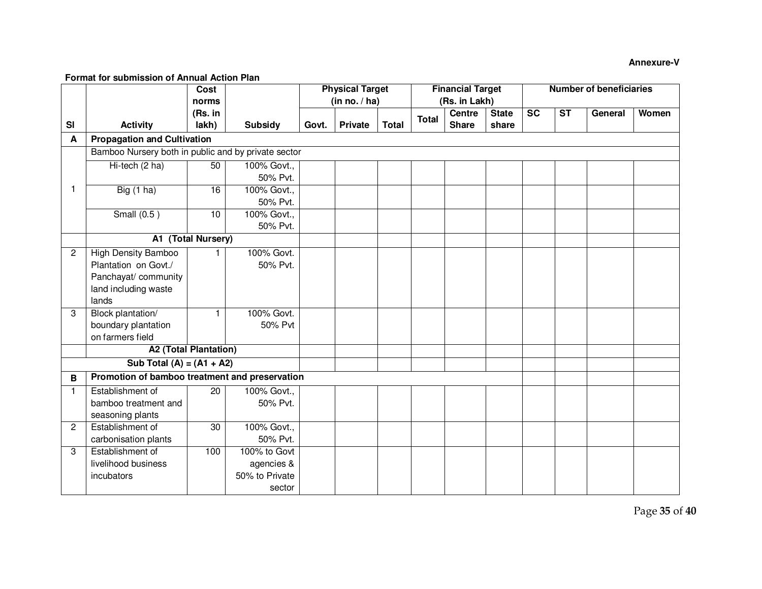**Annexure-V**

**Format for submission of Annual Action Plan**

| Sl | Activity | Cost norms (Rs. in lakh) | Subsidy | Physical Target (in no. / ha) | | | Financial Target (Rs. in Lakh) | | | Number of beneficiaries | | | |
|---|---|---|---|---|---|---|---|---|---|---|---|---|---|
| | | | | Govt. | Private | Total | Total | Centre Share | State share | SC | ST | General | Women |
| **A** | **Propagation and Cultivation** | | | | | | | | | | | | |
| 1 | Bamboo Nursery both in public and by private sector | | | | | | | | | | | | |
| | Hi-tech (2 ha) | 50 | 100% Govt., 50% Pvt. | | | | | | | | | | |
| | Big (1 ha) | 16 | 100% Govt., 50% Pvt. | | | | | | | | | | |
| | Small (0.5 ) | 10 | 100% Govt., 50% Pvt. | | | | | | | | | | |
| | **A1 (Total Nursery)** | | | | | | | | | | | | |
| 2 | High Density Bamboo Plantation on Govt./ Panchayat/ community land including waste lands | 1 | 100% Govt. 50% Pvt. | | | | | | | | | | |
| 3 | Block plantation/ boundary plantation on farmers field | 1 | 100% Govt. 50% Pvt | | | | | | | | | | |
| | **A2 (Total Plantation)** | | | | | | | | | | | | |
| | **Sub Total (A) = (A1 + A2)** | | | | | | | | | | | | |
| **B** | **Promotion of bamboo treatment and preservation** | | | | | | | | | | | | |
| 1 | Establishment of bamboo treatment and seasoning plants | 20 | 100% Govt., 50% Pvt. | | | | | | | | | | |
| 2 | Establishment of carbonisation plants | 30 | 100% Govt., 50% Pvt. | | | | | | | | | | |
| 3 | Establishment of livelihood business incubators | 100 | 100% to Govt agencies & 50% to Private sector | | | | | | | | | | |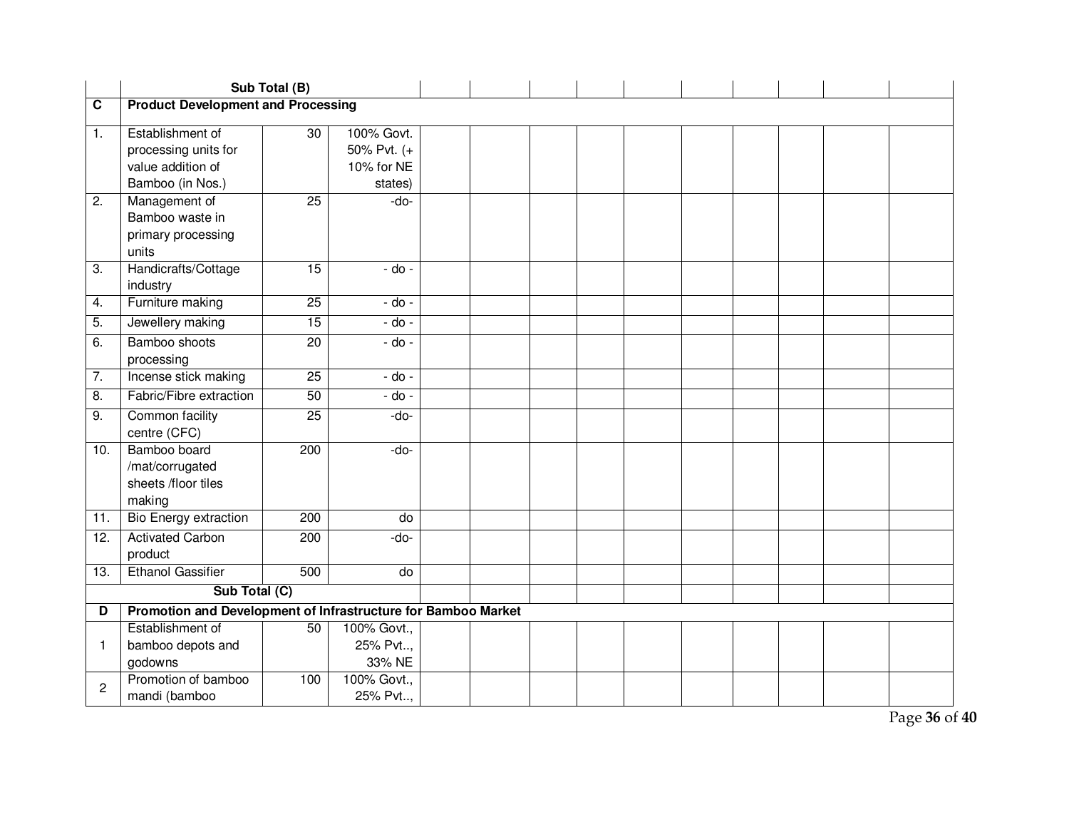| | | | | | | | | | | | | | |
|---|---|---|---|---|---|---|---|---|---|---|---|---|---|
| | **Sub Total (B)** | | | | | | | | | | | | |
| **C** | **Product Development and Processing** | | | | | | | | | | | | |
| 1. | Establishment of processing units for value addition of Bamboo (in Nos.) | 30 | 100% Govt. 50% Pvt. (+ 10% for NE states) | | | | | | | | | | |
| 2. | Management of Bamboo waste in primary processing units | 25 | -do- | | | | | | | | | | |
| 3. | Handicrafts/Cottage industry | 15 | - do - | | | | | | | | | | |
| 4. | Furniture making | 25 | - do - | | | | | | | | | | |
| 5. | Jewellery making | 15 | - do - | | | | | | | | | | |
| 6. | Bamboo shoots processing | 20 | - do - | | | | | | | | | | |
| 7. | Incense stick making | 25 | - do - | | | | | | | | | | |
| 8. | Fabric/Fibre extraction | 50 | - do - | | | | | | | | | | |
| 9. | Common facility centre (CFC) | 25 | -do- | | | | | | | | | | |
| 10. | Bamboo board /mat/corrugated sheets /floor tiles making | 200 | -do- | | | | | | | | | | |
| 11. | Bio Energy extraction | 200 | do | | | | | | | | | | |
| 12. | Activated Carbon product | 200 | -do- | | | | | | | | | | |
| 13. | Ethanol Gassifier | 500 | do | | | | | | | | | | |
| | **Sub Total (C)** | | | | | | | | | | | | |
| **D** | **Promotion and Development of Infrastructure for Bamboo Market** | | | | | | | | | | | | |
| 1 | Establishment of bamboo depots and godowns | 50 | 100% Govt., 25% Pvt.., 33% NE | | | | | | | | | | |
| 2 | Promotion of bamboo mandi (bamboo | 100 | 100% Govt., 25% Pvt.., | | | | | | | | | | |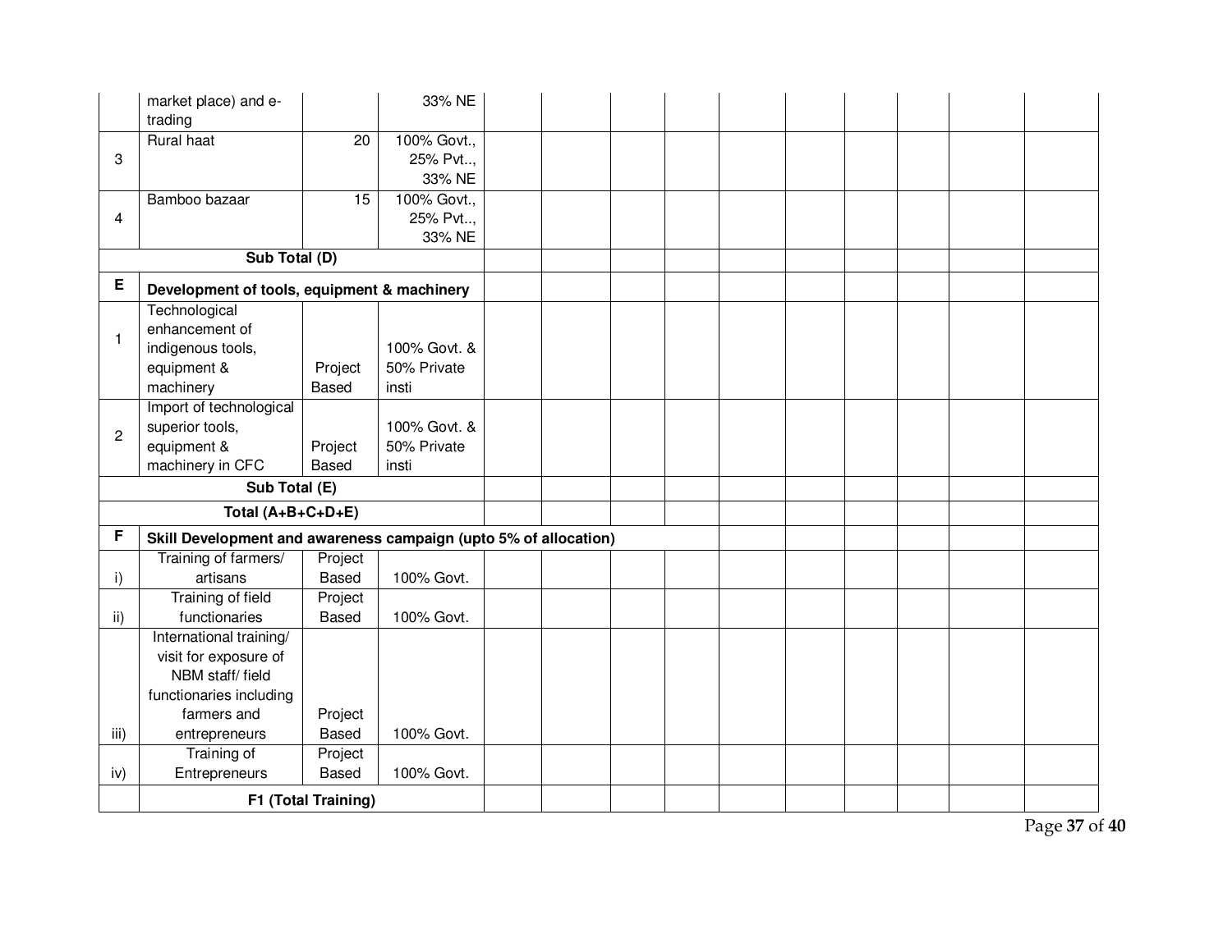| | | | | | | | | | | | | | |
|---|---|---|---|---|---|---|---|---|---|---|---|---|---|
| | market place) and e-trading | | 33% NE | | | | | | | | | | |
| 3 | Rural haat | 20 | 100% Govt., 25% Pvt.., 33% NE | | | | | | | | | | |
| 4 | Bamboo bazaar | 15 | 100% Govt., 25% Pvt.., 33% NE | | | | | | | | | | |
| | **Sub Total (D)** | | | | | | | | | | | | |
| **E** | **Development of tools, equipment & machinery** | | | | | | | | | | | | |
| 1 | Technological enhancement of indigenous tools, equipment & machinery | Project Based | 100% Govt. & 50% Private insti | | | | | | | | | | |
| 2 | Import of technological superior tools, equipment & machinery in CFC | Project Based | 100% Govt. & 50% Private insti | | | | | | | | | | |
| | **Sub Total (E)** | | | | | | | | | | | | |
| | **Total (A+B+C+D+E)** | | | | | | | | | | | | |
| **F** | **Skill Development and awareness campaign (upto 5% of allocation)** | | | | | | | | | | | | |
| i) | Training of farmers/ artisans | Project Based | 100% Govt. | | | | | | | | | | |
| ii) | Training of field functionaries | Project Based | 100% Govt. | | | | | | | | | | |
| iii) | International training/ visit for exposure of NBM staff/ field functionaries including farmers and entrepreneurs | Project Based | 100% Govt. | | | | | | | | | | |
| iv) | Training of Entrepreneurs | Project Based | 100% Govt. | | | | | | | | | | |
| | **F1 (Total Training)** | | | | | | | | | | | | |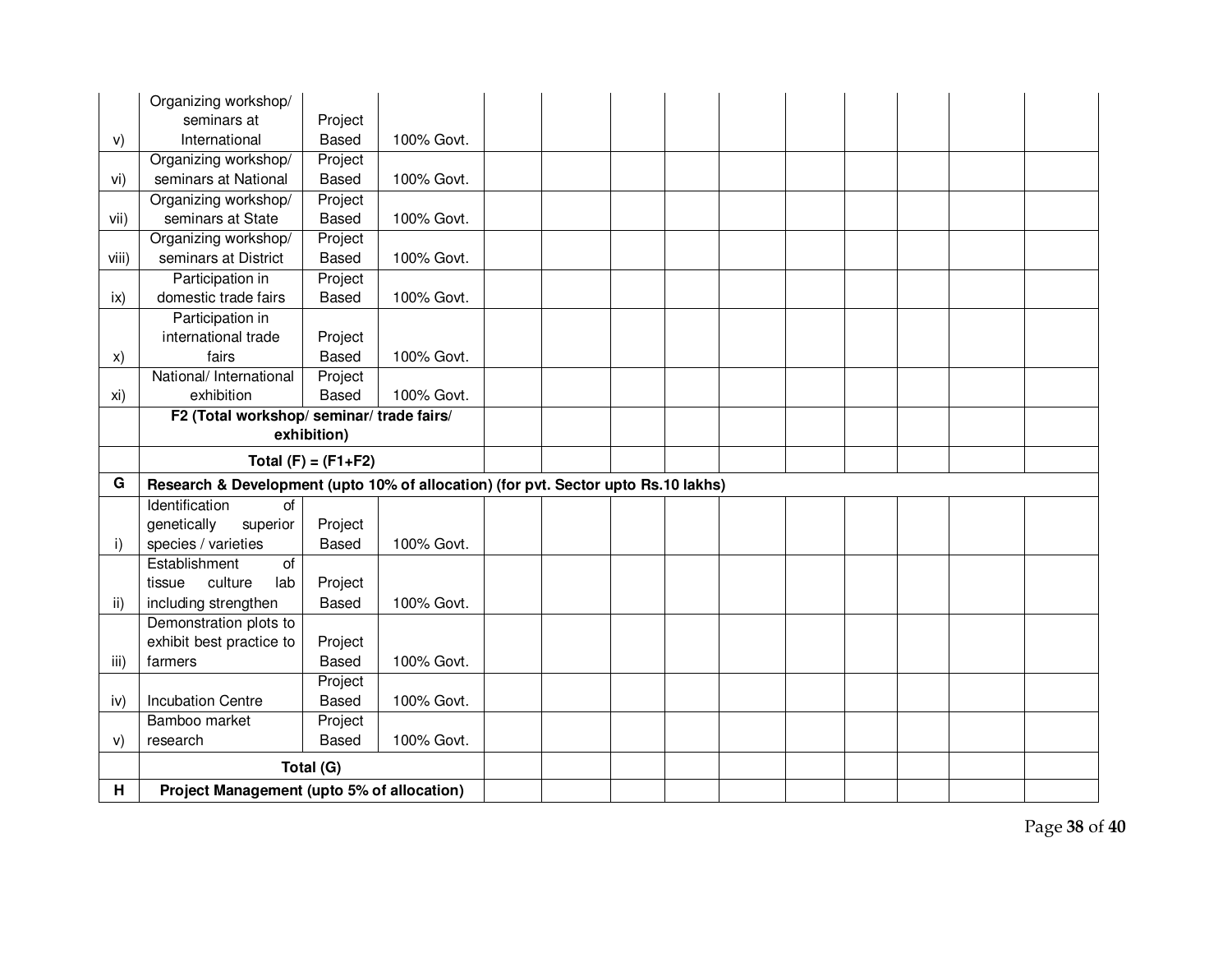| | | | | | | | | | | | | | |
|---|---|---|---|---|---|---|---|---|---|---|---|---|---|
| v) | Organizing workshop/ seminars at International | Project Based | 100% Govt. | | | | | | | | | | |
| vi) | Organizing workshop/ seminars at National | Project Based | 100% Govt. | | | | | | | | | | |
| vii) | Organizing workshop/ seminars at State | Project Based | 100% Govt. | | | | | | | | | | |
| viii) | Organizing workshop/ seminars at District | Project Based | 100% Govt. | | | | | | | | | | |
| ix) | Participation in domestic trade fairs | Project Based | 100% Govt. | | | | | | | | | | |
| x) | Participation in international trade fairs | Project Based | 100% Govt. | | | | | | | | | | |
| xi) | National/ International exhibition | Project Based | 100% Govt. | | | | | | | | | | |
| | **F2 (Total workshop/ seminar/ trade fairs/ exhibition)** | | | | | | | | | | | | |
| | **Total (F) = (F1+F2)** | | | | | | | | | | | | |
| **G** | **Research & Development (upto 10% of allocation) (for pvt. Sector upto Rs.10 lakhs)** | | | | | | | | | | | | |
| i) | Identification of genetically superior species / varieties | Project Based | 100% Govt. | | | | | | | | | | |
| ii) | Establishment of tissue culture lab including strengthen | Project Based | 100% Govt. | | | | | | | | | | |
| iii) | Demonstration plots to exhibit best practice to farmers | Project Based | 100% Govt. | | | | | | | | | | |
| iv) | Incubation Centre | Project Based | 100% Govt. | | | | | | | | | | |
| v) | Bamboo market research | Project Based | 100% Govt. | | | | | | | | | | |
| | **Total (G)** | | | | | | | | | | | | |
| **H** | **Project Management (upto 5% of allocation)** | | | | | | | | | | | | |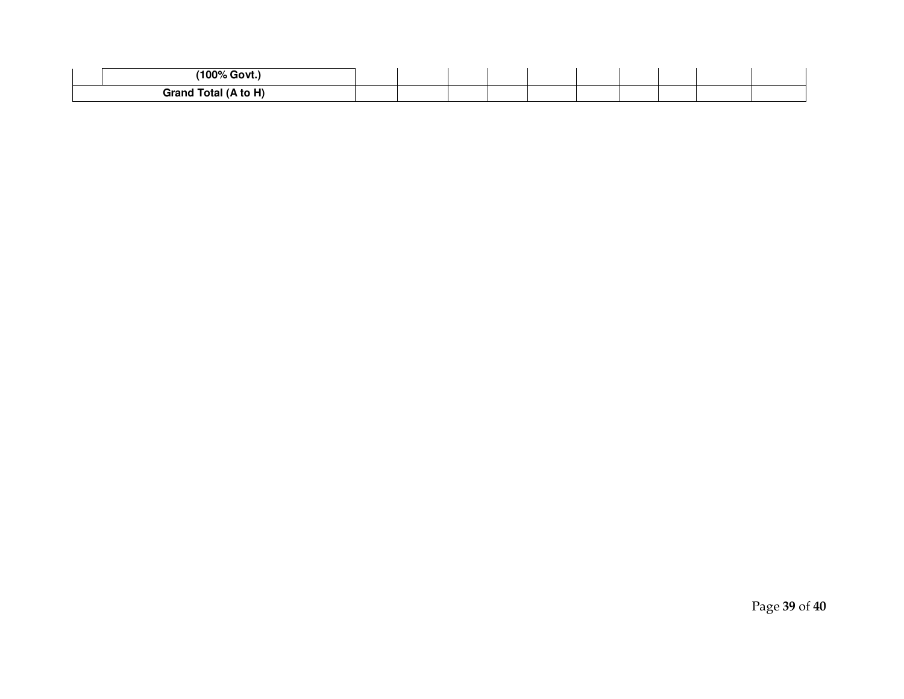| | | | | | | | | | | | |
|---|---|---|---|---|---|---|---|---|---|---|---|
| | **(100% Govt.)** | | | | | | | | | | |
| **Grand Total (A to H)** | | | | | | | | | | | |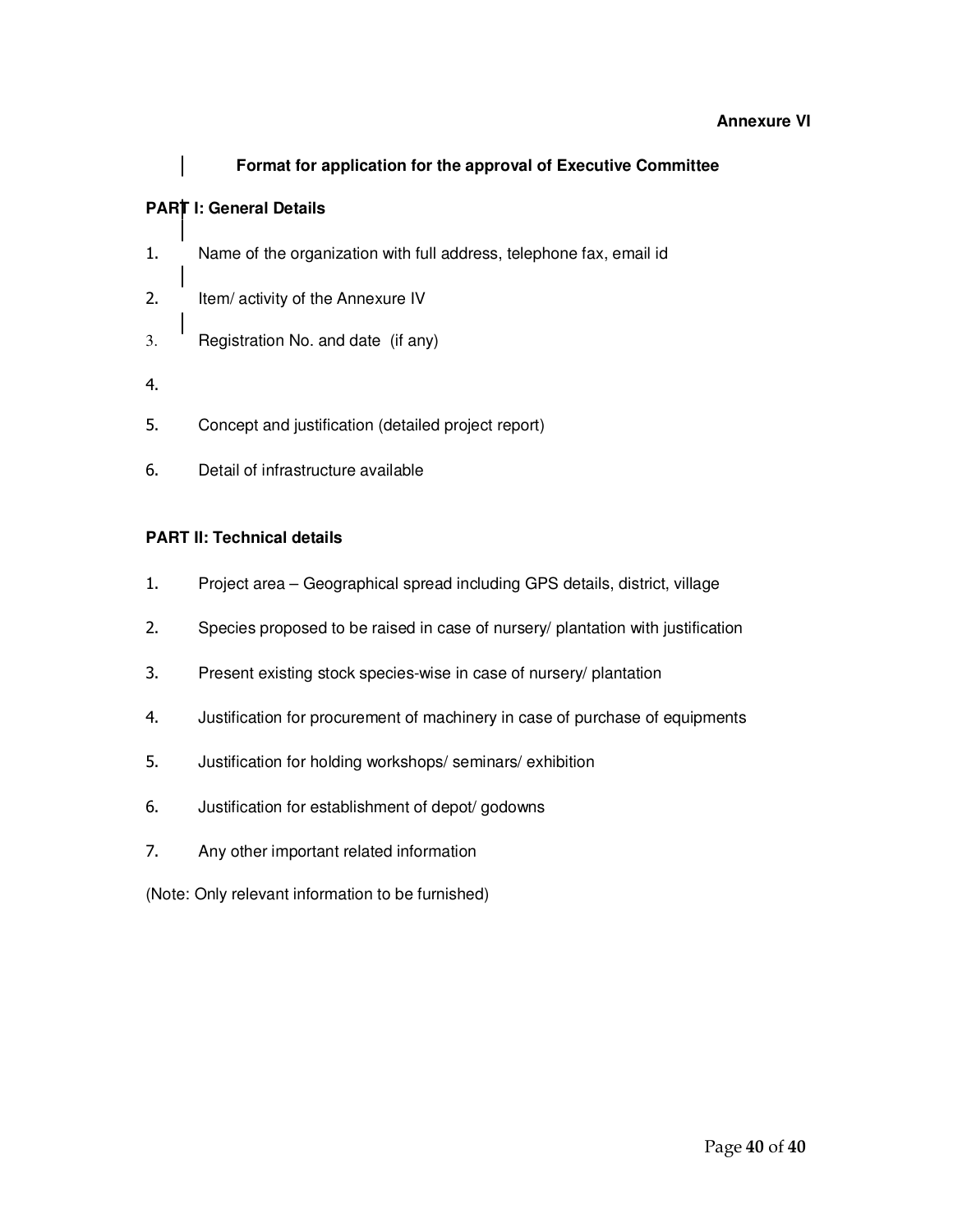**Annexure VI**

## Format for application for the approval of Executive Committee

### PART I: General Details

1. Name of the organization with full address, telephone fax, email id
2. Item/ activity of the Annexure IV
3. Registration No. and date (if any)
4.
5. Concept and justification (detailed project report)
6. Detail of infrastructure available

### PART II: Technical details

1. Project area – Geographical spread including GPS details, district, village
2. Species proposed to be raised in case of nursery/ plantation with justification
3. Present existing stock species-wise in case of nursery/ plantation
4. Justification for procurement of machinery in case of purchase of equipments
5. Justification for holding workshops/ seminars/ exhibition
6. Justification for establishment of depot/ godowns
7. Any other important related information

(Note: Only relevant information to be furnished)